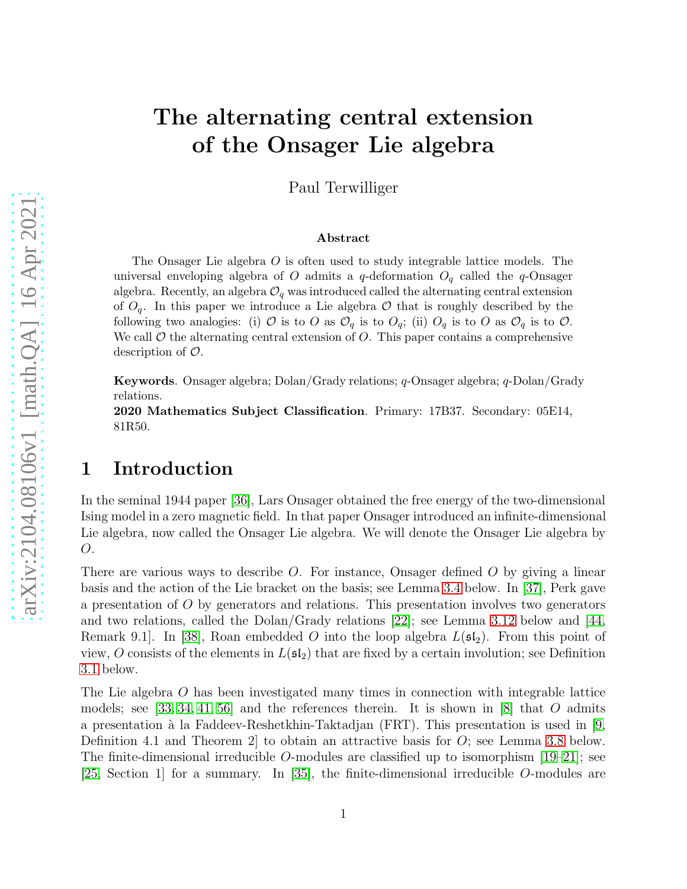# The alternating central extension of the Onsager Lie algebra

Paul Terwilliger

**Abstract**

The Onsager Lie algebra $O$ is often used to study integrable lattice models. The universal enveloping algebra of $O$ admits a $q$-deformation $O_q$ called the $q$-Onsager algebra. Recently, an algebra $\mathcal{O}_q$ was introduced called the alternating central extension of $O_q$. In this paper we introduce a Lie algebra $\mathcal{O}$ that is roughly described by the following two analogies: (i) $\mathcal{O}$ is to $O$ as $\mathcal{O}_q$ is to $O_q$; (ii) $O_q$ is to $O$ as $\mathcal{O}_q$ is to $\mathcal{O}$. We call $\mathcal{O}$ the alternating central extension of $O$. This paper contains a comprehensive description of $\mathcal{O}$.

**Keywords**. Onsager algebra; Dolan/Grady relations; $q$-Onsager algebra; $q$-Dolan/Grady relations.

**2020 Mathematics Subject Classification**. Primary: 17B37. Secondary: 05E14, 81R50.

## 1 Introduction

In the seminal 1944 paper [36], Lars Onsager obtained the free energy of the two-dimensional Ising model in a zero magnetic field. In that paper Onsager introduced an infinite-dimensional Lie algebra, now called the Onsager Lie algebra. We will denote the Onsager Lie algebra by $O$.

There are various ways to describe $O$. For instance, Onsager defined $O$ by giving a linear basis and the action of the Lie bracket on the basis; see Lemma 3.4 below. In [37], Perk gave a presentation of $O$ by generators and relations. This presentation involves two generators and two relations, called the Dolan/Grady relations [22]; see Lemma 3.12 below and [44, Remark 9.1]. In [38], Roan embedded $O$ into the loop algebra $L(\mathfrak{sl}_2)$. From this point of view, $O$ consists of the elements in $L(\mathfrak{sl}_2)$ that are fixed by a certain involution; see Definition 3.1 below.

The Lie algebra $O$ has been investigated many times in connection with integrable lattice models; see [33, 34, 41, 56] and the references therein. It is shown in [8] that $O$ admits a presentation à la Faddeev-Reshetkhin-Taktadjan (FRT). This presentation is used in [9, Definition 4.1 and Theorem 2] to obtain an attractive basis for $O$; see Lemma 3.8 below. The finite-dimensional irreducible $O$-modules are classified up to isomorphism [19–21]; see [25, Section 1] for a summary. In [35], the finite-dimensional irreducible $O$-modules are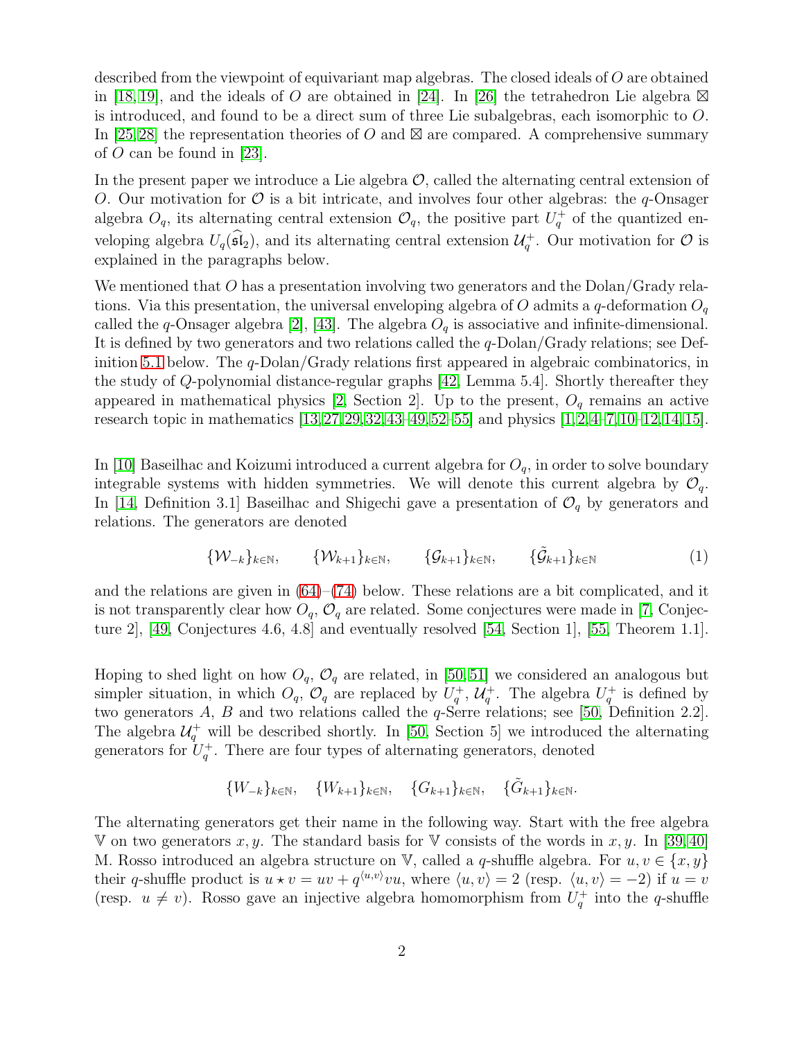described from the viewpoint of equivariant map algebras. The closed ideals of $O$ are obtained in [18, 19], and the ideals of $O$ are obtained in [24]. In [26] the tetrahedron Lie algebra $\boxtimes$ is introduced, and found to be a direct sum of three Lie subalgebras, each isomorphic to $O$. In [25, 28] the representation theories of $O$ and $\boxtimes$ are compared. A comprehensive summary of $O$ can be found in [23].

In the present paper we introduce a Lie algebra $\mathcal{O}$, called the alternating central extension of $O$. Our motivation for $\mathcal{O}$ is a bit intricate, and involves four other algebras: the $q$-Onsager algebra $O_q$, its alternating central extension $\mathcal{O}_q$, the positive part $U_q^+$ of the quantized enveloping algebra $U_q(\widehat{\mathfrak{sl}}_2)$, and its alternating central extension $\mathcal{U}_q^+$. Our motivation for $\mathcal{O}$ is explained in the paragraphs below.

We mentioned that $O$ has a presentation involving two generators and the Dolan/Grady relations. Via this presentation, the universal enveloping algebra of $O$ admits a $q$-deformation $O_q$ called the $q$-Onsager algebra [2], [43]. The algebra $O_q$ is associative and infinite-dimensional. It is defined by two generators and two relations called the $q$-Dolan/Grady relations; see Definition 5.1 below. The $q$-Dolan/Grady relations first appeared in algebraic combinatorics, in the study of $Q$-polynomial distance-regular graphs [42, Lemma 5.4]. Shortly thereafter they appeared in mathematical physics [2, Section 2]. Up to the present, $O_q$ remains an active research topic in mathematics [13, 27, 29, 32, 43–49, 52–55] and physics [1, 2, 4–7, 10–12, 14, 15].

In [10] Baseilhac and Koizumi introduced a current algebra for $O_q$, in order to solve boundary integrable systems with hidden symmetries. We will denote this current algebra by $\mathcal{O}_q$. In [14, Definition 3.1] Baseilhac and Shigechi gave a presentation of $\mathcal{O}_q$ by generators and relations. The generators are denoted

$$\{\mathcal{W}_{-k}\}_{k\in\mathbb{N}}, \qquad \{\mathcal{W}_{k+1}\}_{k\in\mathbb{N}}, \qquad \{\mathcal{G}_{k+1}\}_{k\in\mathbb{N}}, \qquad \{\tilde{\mathcal{G}}_{k+1}\}_{k\in\mathbb{N}} \tag{1}$$

and the relations are given in (64)–(74) below. These relations are a bit complicated, and it is not transparently clear how $O_q$, $\mathcal{O}_q$ are related. Some conjectures were made in [7, Conjecture 2], [49, Conjectures 4.6, 4.8] and eventually resolved [54, Section 1], [55, Theorem 1.1].

Hoping to shed light on how $O_q$, $\mathcal{O}_q$ are related, in [50, 51] we considered an analogous but simpler situation, in which $O_q$, $\mathcal{O}_q$ are replaced by $U_q^+$, $\mathcal{U}_q^+$. The algebra $U_q^+$ is defined by two generators $A$, $B$ and two relations called the $q$-Serre relations; see [50, Definition 2.2]. The algebra $\mathcal{U}_q^+$ will be described shortly. In [50, Section 5] we introduced the alternating generators for $U_q^+$. There are four types of alternating generators, denoted

$$\{W_{-k}\}_{k\in\mathbb{N}}, \quad \{W_{k+1}\}_{k\in\mathbb{N}}, \quad \{G_{k+1}\}_{k\in\mathbb{N}}, \quad \{\tilde{G}_{k+1}\}_{k\in\mathbb{N}}.$$

The alternating generators get their name in the following way. Start with the free algebra $\mathbb{V}$ on two generators $x, y$. The standard basis for $\mathbb{V}$ consists of the words in $x, y$. In [39, 40] M. Rosso introduced an algebra structure on $\mathbb{V}$, called a $q$-shuffle algebra. For $u, v \in \{x, y\}$ their $q$-shuffle product is $u \star v = uv + q^{\langle u,v\rangle} vu$, where $\langle u, v\rangle = 2$ (resp. $\langle u, v\rangle = -2$) if $u = v$ (resp. $u \neq v$). Rosso gave an injective algebra homomorphism from $U_q^+$ into the $q$-shuffle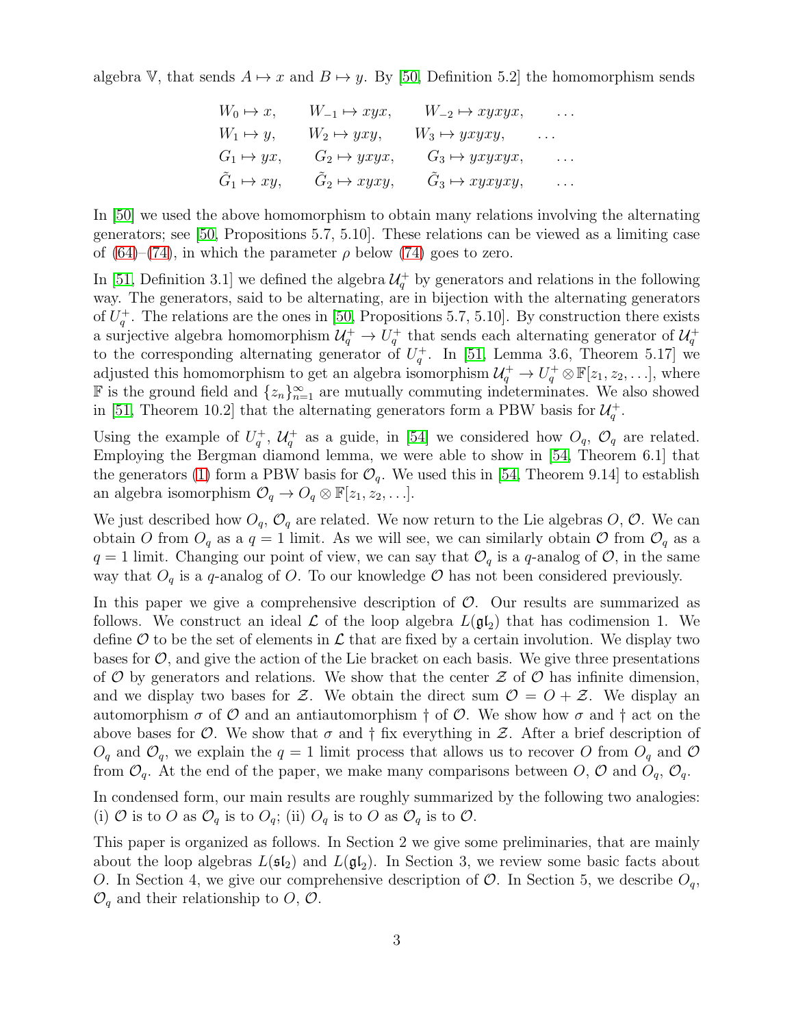algebra $\mathbb{V}$, that sends $A \mapsto x$ and $B \mapsto y$. By [50, Definition 5.2] the homomorphism sends

$$
\begin{array}{llll}
W_0 \mapsto x, & W_{-1} \mapsto xyx, & W_{-2} \mapsto xyxyx, & \ldots \\
W_1 \mapsto y, & W_2 \mapsto yxy, & W_3 \mapsto yxyxy, & \ldots \\
G_1 \mapsto yx, & G_2 \mapsto yxyx, & G_3 \mapsto yxyxyx, & \ldots \\
\tilde{G}_1 \mapsto xy, & \tilde{G}_2 \mapsto xyxy, & \tilde{G}_3 \mapsto xyxyxy, & \ldots
\end{array}
$$

In [50] we used the above homomorphism to obtain many relations involving the alternating generators; see [50, Propositions 5.7, 5.10]. These relations can be viewed as a limiting case of (64)–(74), in which the parameter $\rho$ below (74) goes to zero.

In [51, Definition 3.1] we defined the algebra $\mathcal{U}_q^+$ by generators and relations in the following way. The generators, said to be alternating, are in bijection with the alternating generators of $U_q^+$. The relations are the ones in [50, Propositions 5.7, 5.10]. By construction there exists a surjective algebra homomorphism $\mathcal{U}_q^+ \to U_q^+$ that sends each alternating generator of $\mathcal{U}_q^+$ to the corresponding alternating generator of $U_q^+$. In [51, Lemma 3.6, Theorem 5.17] we adjusted this homomorphism to get an algebra isomorphism $\mathcal{U}_q^+ \to U_q^+ \otimes \mathbb{F}[z_1, z_2, \ldots]$, where $\mathbb{F}$ is the ground field and $\{z_n\}_{n=1}^\infty$ are mutually commuting indeterminates. We also showed in [51, Theorem 10.2] that the alternating generators form a PBW basis for $\mathcal{U}_q^+$.

Using the example of $U_q^+$, $\mathcal{U}_q^+$ as a guide, in [54] we considered how $O_q$, $\mathcal{O}_q$ are related. Employing the Bergman diamond lemma, we were able to show in [54, Theorem 6.1] that the generators (1) form a PBW basis for $\mathcal{O}_q$. We used this in [54, Theorem 9.14] to establish an algebra isomorphism $\mathcal{O}_q \to O_q \otimes \mathbb{F}[z_1, z_2, \ldots]$.

We just described how $O_q$, $\mathcal{O}_q$ are related. We now return to the Lie algebras $O$, $\mathcal{O}$. We can obtain $O$ from $O_q$ as a $q = 1$ limit. As we will see, we can similarly obtain $\mathcal{O}$ from $\mathcal{O}_q$ as a $q = 1$ limit. Changing our point of view, we can say that $\mathcal{O}_q$ is a $q$-analog of $\mathcal{O}$, in the same way that $O_q$ is a $q$-analog of $O$. To our knowledge $\mathcal{O}$ has not been considered previously.

In this paper we give a comprehensive description of $\mathcal{O}$. Our results are summarized as follows. We construct an ideal $\mathcal{L}$ of the loop algebra $L(\mathfrak{gl}_2)$ that has codimension 1. We define $\mathcal{O}$ to be the set of elements in $\mathcal{L}$ that are fixed by a certain involution. We display two bases for $\mathcal{O}$, and give the action of the Lie bracket on each basis. We give three presentations of $\mathcal{O}$ by generators and relations. We show that the center $\mathcal{Z}$ of $\mathcal{O}$ has infinite dimension, and we display two bases for $\mathcal{Z}$. We obtain the direct sum $\mathcal{O} = O + \mathcal{Z}$. We display an automorphism $\sigma$ of $\mathcal{O}$ and an antiautomorphism $\dagger$ of $\mathcal{O}$. We show how $\sigma$ and $\dagger$ act on the above bases for $\mathcal{O}$. We show that $\sigma$ and $\dagger$ fix everything in $\mathcal{Z}$. After a brief description of $O_q$ and $\mathcal{O}_q$, we explain the $q = 1$ limit process that allows us to recover $O$ from $O_q$ and $\mathcal{O}$ from $\mathcal{O}_q$. At the end of the paper, we make many comparisons between $O$, $\mathcal{O}$ and $O_q$, $\mathcal{O}_q$.

In condensed form, our main results are roughly summarized by the following two analogies: (i) $\mathcal{O}$ is to $O$ as $\mathcal{O}_q$ is to $O_q$; (ii) $O_q$ is to $O$ as $\mathcal{O}_q$ is to $\mathcal{O}$.

This paper is organized as follows. In Section 2 we give some preliminaries, that are mainly about the loop algebras $L(\mathfrak{sl}_2)$ and $L(\mathfrak{gl}_2)$. In Section 3, we review some basic facts about $O$. In Section 4, we give our comprehensive description of $\mathcal{O}$. In Section 5, we describe $O_q$, $\mathcal{O}_q$ and their relationship to $O$, $\mathcal{O}$.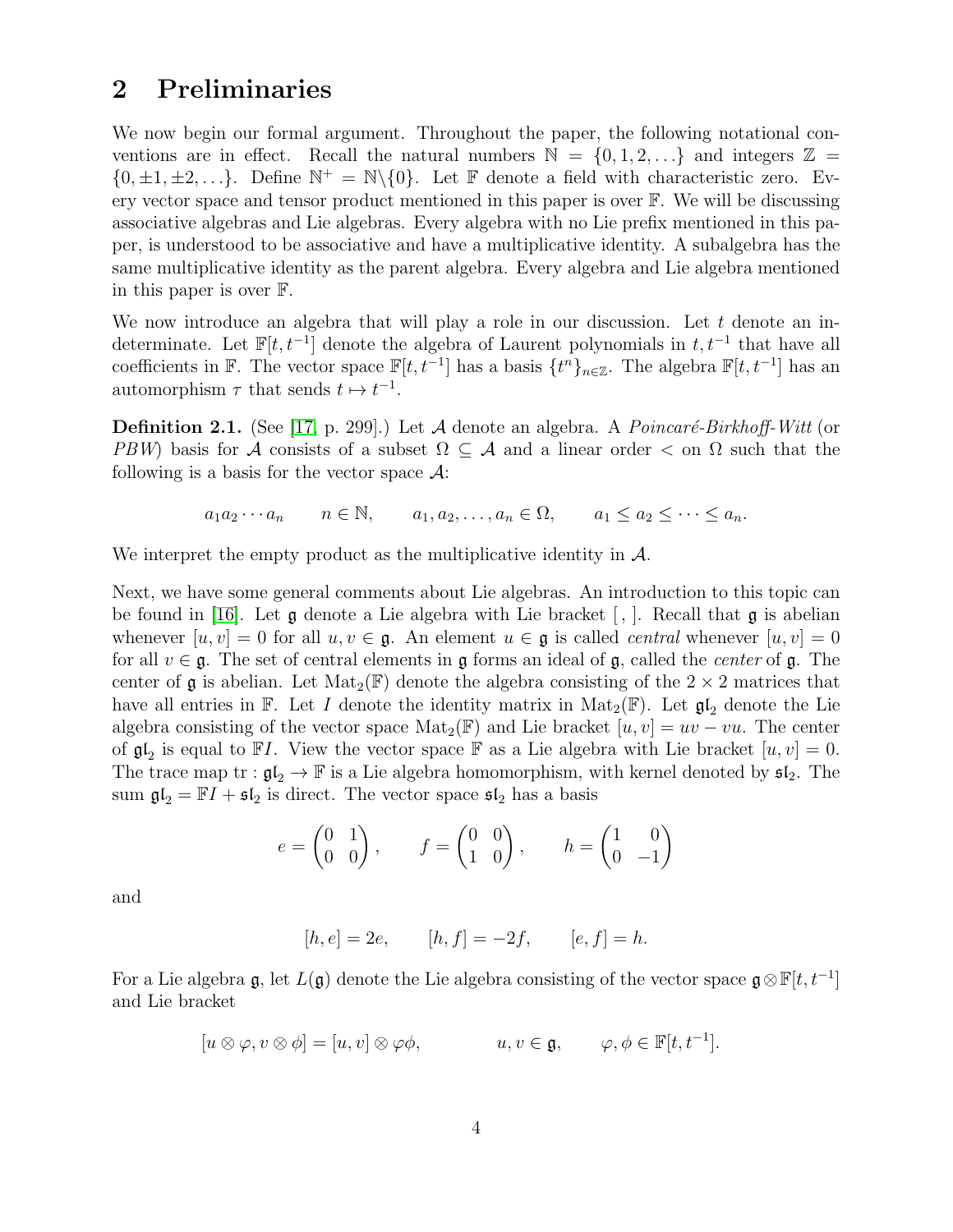## 2 Preliminaries

We now begin our formal argument. Throughout the paper, the following notational conventions are in effect. Recall the natural numbers $\mathbb{N} = \{0, 1, 2, \ldots\}$ and integers $\mathbb{Z} = \{0, \pm 1, \pm 2, \ldots\}$. Define $\mathbb{N}^+ = \mathbb{N}\backslash\{0\}$. Let $\mathbb{F}$ denote a field with characteristic zero. Every vector space and tensor product mentioned in this paper is over $\mathbb{F}$. We will be discussing associative algebras and Lie algebras. Every algebra with no Lie prefix mentioned in this paper, is understood to be associative and have a multiplicative identity. A subalgebra has the same multiplicative identity as the parent algebra. Every algebra and Lie algebra mentioned in this paper is over $\mathbb{F}$.

We now introduce an algebra that will play a role in our discussion. Let $t$ denote an indeterminate. Let $\mathbb{F}[t, t^{-1}]$ denote the algebra of Laurent polynomials in $t, t^{-1}$ that have all coefficients in $\mathbb{F}$. The vector space $\mathbb{F}[t, t^{-1}]$ has a basis $\{t^n\}_{n\in\mathbb{Z}}$. The algebra $\mathbb{F}[t, t^{-1}]$ has an automorphism $\tau$ that sends $t \mapsto t^{-1}$.

**Definition 2.1.** (See [17, p. 299].) Let $\mathcal{A}$ denote an algebra. A *Poincaré-Birkhoff-Witt* (or *PBW*) basis for $\mathcal{A}$ consists of a subset $\Omega \subseteq \mathcal{A}$ and a linear order $<$ on $\Omega$ such that the following is a basis for the vector space $\mathcal{A}$:

$$a_1 a_2 \cdots a_n \qquad n \in \mathbb{N}, \qquad a_1, a_2, \ldots, a_n \in \Omega, \qquad a_1 \le a_2 \le \cdots \le a_n.$$

We interpret the empty product as the multiplicative identity in $\mathcal{A}$.

Next, we have some general comments about Lie algebras. An introduction to this topic can be found in [16]. Let $\mathfrak{g}$ denote a Lie algebra with Lie bracket $[\,,\,]$. Recall that $\mathfrak{g}$ is abelian whenever $[u, v] = 0$ for all $u, v \in \mathfrak{g}$. An element $u \in \mathfrak{g}$ is called *central* whenever $[u, v] = 0$ for all $v \in \mathfrak{g}$. The set of central elements in $\mathfrak{g}$ forms an ideal of $\mathfrak{g}$, called the *center* of $\mathfrak{g}$. The center of $\mathfrak{g}$ is abelian. Let $\mathrm{Mat}_2(\mathbb{F})$ denote the algebra consisting of the $2 \times 2$ matrices that have all entries in $\mathbb{F}$. Let $I$ denote the identity matrix in $\mathrm{Mat}_2(\mathbb{F})$. Let $\mathfrak{gl}_2$ denote the Lie algebra consisting of the vector space $\mathrm{Mat}_2(\mathbb{F})$ and Lie bracket $[u, v] = uv - vu$. The center of $\mathfrak{gl}_2$ is equal to $\mathbb{F}I$. View the vector space $\mathbb{F}$ as a Lie algebra with Lie bracket $[u, v] = 0$. The trace map $\mathrm{tr} : \mathfrak{gl}_2 \to \mathbb{F}$ is a Lie algebra homomorphism, with kernel denoted by $\mathfrak{sl}_2$. The sum $\mathfrak{gl}_2 = \mathbb{F}I + \mathfrak{sl}_2$ is direct. The vector space $\mathfrak{sl}_2$ has a basis

$$e = \begin{pmatrix} 0 & 1 \\ 0 & 0 \end{pmatrix}, \qquad f = \begin{pmatrix} 0 & 0 \\ 1 & 0 \end{pmatrix}, \qquad h = \begin{pmatrix} 1 & 0 \\ 0 & -1 \end{pmatrix}$$

and

$$[h, e] = 2e, \qquad [h, f] = -2f, \qquad [e, f] = h.$$

For a Lie algebra $\mathfrak{g}$, let $L(\mathfrak{g})$ denote the Lie algebra consisting of the vector space $\mathfrak{g} \otimes \mathbb{F}[t, t^{-1}]$ and Lie bracket

$$[u \otimes \varphi, v \otimes \phi] = [u, v] \otimes \varphi\phi, \qquad u, v \in \mathfrak{g}, \qquad \varphi, \phi \in \mathbb{F}[t, t^{-1}].$$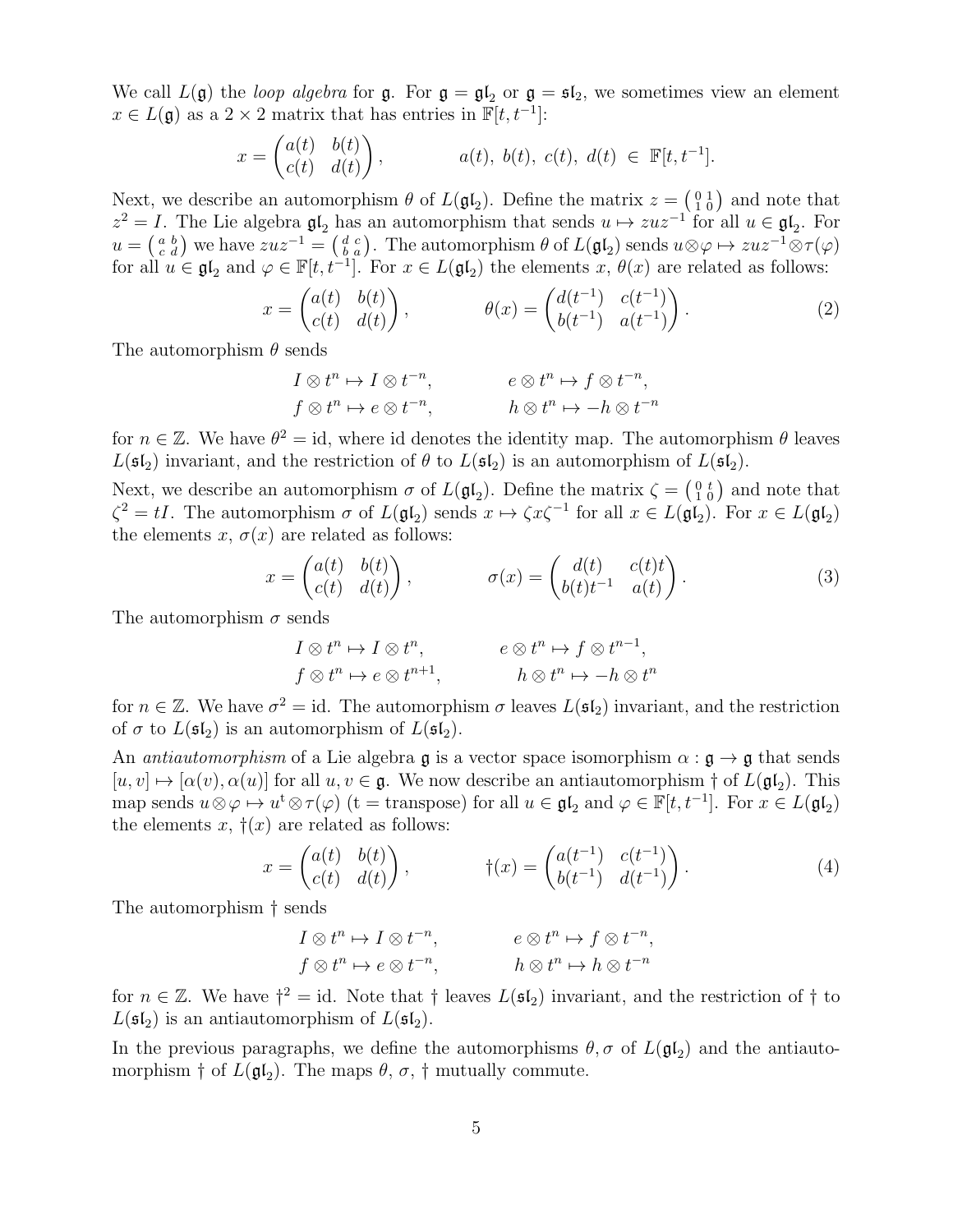We call $L(\mathfrak{g})$ the *loop algebra* for $\mathfrak{g}$. For $\mathfrak{g} = \mathfrak{gl}_2$ or $\mathfrak{g} = \mathfrak{sl}_2$, we sometimes view an element $x \in L(\mathfrak{g})$ as a $2 \times 2$ matrix that has entries in $\mathbb{F}[t, t^{-1}]$:

$$x = \begin{pmatrix} a(t) & b(t) \\ c(t) & d(t) \end{pmatrix}, \qquad\qquad a(t),\ b(t),\ c(t),\ d(t)\ \in\ \mathbb{F}[t, t^{-1}].$$

Next, we describe an automorphism $\theta$ of $L(\mathfrak{gl}_2)$. Define the matrix $z = \left(\begin{smallmatrix} 0 & 1 \\ 1 & 0 \end{smallmatrix}\right)$ and note that $z^2 = I$. The Lie algebra $\mathfrak{gl}_2$ has an automorphism that sends $u \mapsto zuz^{-1}$ for all $u \in \mathfrak{gl}_2$. For $u = \left(\begin{smallmatrix} a & b \\ c & d \end{smallmatrix}\right)$ we have $zuz^{-1} = \left(\begin{smallmatrix} d & c \\ b & a \end{smallmatrix}\right)$. The automorphism $\theta$ of $L(\mathfrak{gl}_2)$ sends $u \otimes \varphi \mapsto zuz^{-1} \otimes \tau(\varphi)$ for all $u \in \mathfrak{gl}_2$ and $\varphi \in \mathbb{F}[t, t^{-1}]$. For $x \in L(\mathfrak{gl}_2)$ the elements $x$, $\theta(x)$ are related as follows:

$$x = \begin{pmatrix} a(t) & b(t) \\ c(t) & d(t) \end{pmatrix}, \qquad\qquad \theta(x) = \begin{pmatrix} d(t^{-1}) & c(t^{-1}) \\ b(t^{-1}) & a(t^{-1}) \end{pmatrix}. \tag{2}$$

The automorphism $\theta$ sends

$$I \otimes t^n \mapsto I \otimes t^{-n}, \qquad\qquad e \otimes t^n \mapsto f \otimes t^{-n},$$
$$f \otimes t^n \mapsto e \otimes t^{-n}, \qquad\qquad h \otimes t^n \mapsto -h \otimes t^{-n}$$

for $n \in \mathbb{Z}$. We have $\theta^2 = \text{id}$, where id denotes the identity map. The automorphism $\theta$ leaves $L(\mathfrak{sl}_2)$ invariant, and the restriction of $\theta$ to $L(\mathfrak{sl}_2)$ is an automorphism of $L(\mathfrak{sl}_2)$.

Next, we describe an automorphism $\sigma$ of $L(\mathfrak{gl}_2)$. Define the matrix $\zeta = \left(\begin{smallmatrix} 0 & t \\ 1 & 0 \end{smallmatrix}\right)$ and note that $\zeta^2 = tI$. The automorphism $\sigma$ of $L(\mathfrak{gl}_2)$ sends $x \mapsto \zeta x \zeta^{-1}$ for all $x \in L(\mathfrak{gl}_2)$. For $x \in L(\mathfrak{gl}_2)$ the elements $x$, $\sigma(x)$ are related as follows:

$$x = \begin{pmatrix} a(t) & b(t) \\ c(t) & d(t) \end{pmatrix}, \qquad\qquad \sigma(x) = \begin{pmatrix} d(t) & c(t)t \\ b(t)t^{-1} & a(t) \end{pmatrix}. \tag{3}$$

The automorphism $\sigma$ sends

$$I \otimes t^n \mapsto I \otimes t^{n}, \qquad\qquad e \otimes t^n \mapsto f \otimes t^{n-1},$$
$$f \otimes t^n \mapsto e \otimes t^{n+1}, \qquad\qquad h \otimes t^n \mapsto -h \otimes t^{n}$$

for $n \in \mathbb{Z}$. We have $\sigma^2 = \text{id}$. The automorphism $\sigma$ leaves $L(\mathfrak{sl}_2)$ invariant, and the restriction of $\sigma$ to $L(\mathfrak{sl}_2)$ is an automorphism of $L(\mathfrak{sl}_2)$.

An *antiautomorphism* of a Lie algebra $\mathfrak{g}$ is a vector space isomorphism $\alpha : \mathfrak{g} \to \mathfrak{g}$ that sends $[u, v] \mapsto [\alpha(v), \alpha(u)]$ for all $u, v \in \mathfrak{g}$. We now describe an antiautomorphism $\dagger$ of $L(\mathfrak{gl}_2)$. This map sends $u \otimes \varphi \mapsto u^{\mathrm{t}} \otimes \tau(\varphi)$ (t = transpose) for all $u \in \mathfrak{gl}_2$ and $\varphi \in \mathbb{F}[t, t^{-1}]$. For $x \in L(\mathfrak{gl}_2)$ the elements $x$, $\dagger(x)$ are related as follows:

$$x = \begin{pmatrix} a(t) & b(t) \\ c(t) & d(t) \end{pmatrix}, \qquad\qquad \dagger(x) = \begin{pmatrix} a(t^{-1}) & c(t^{-1}) \\ b(t^{-1}) & d(t^{-1}) \end{pmatrix}. \tag{4}$$

The automorphism $\dagger$ sends

$$I \otimes t^n \mapsto I \otimes t^{-n}, \qquad\qquad e \otimes t^n \mapsto f \otimes t^{-n},$$
$$f \otimes t^n \mapsto e \otimes t^{-n}, \qquad\qquad h \otimes t^n \mapsto h \otimes t^{-n}$$

for $n \in \mathbb{Z}$. We have $\dagger^2 = \text{id}$. Note that $\dagger$ leaves $L(\mathfrak{sl}_2)$ invariant, and the restriction of $\dagger$ to $L(\mathfrak{sl}_2)$ is an antiautomorphism of $L(\mathfrak{sl}_2)$.

In the previous paragraphs, we define the automorphisms $\theta, \sigma$ of $L(\mathfrak{gl}_2)$ and the antiautomorphism $\dagger$ of $L(\mathfrak{gl}_2)$. The maps $\theta$, $\sigma$, $\dagger$ mutually commute.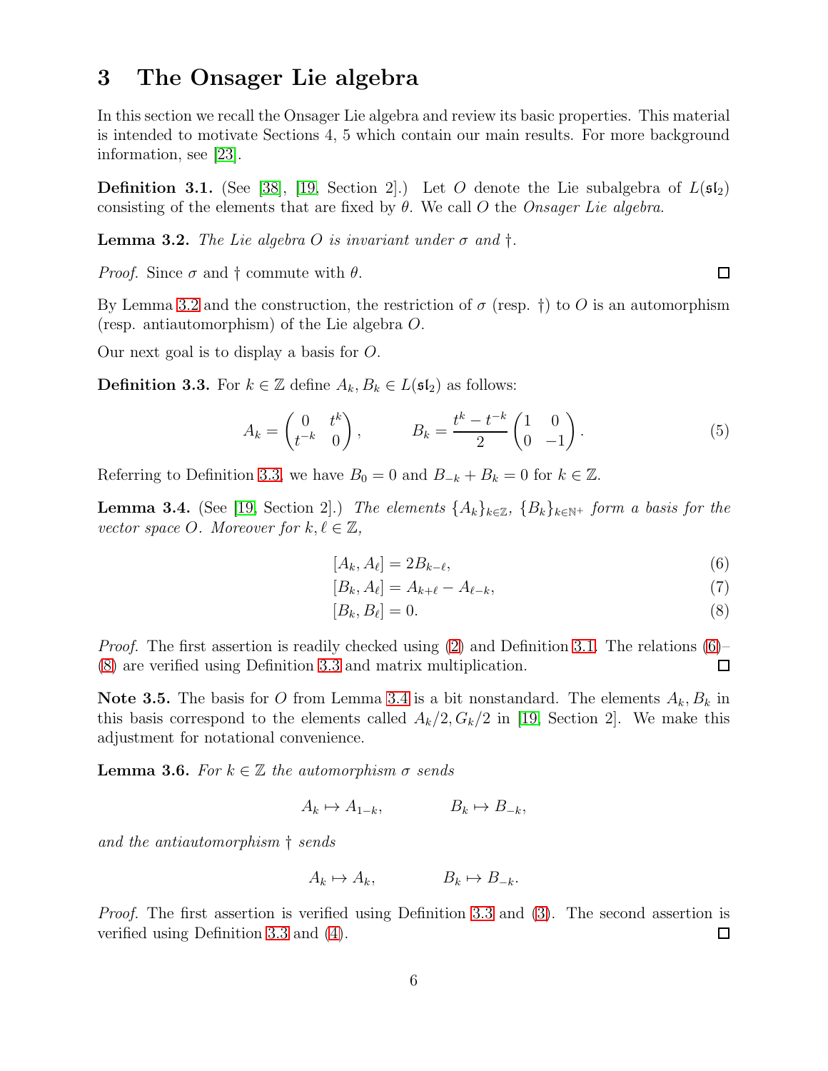# 3 The Onsager Lie algebra

In this section we recall the Onsager Lie algebra and review its basic properties. This material is intended to motivate Sections 4, 5 which contain our main results. For more background information, see [23].

**Definition 3.1.** (See [38], [19, Section 2].) Let $O$ denote the Lie subalgebra of $L(\mathfrak{sl}_2)$ consisting of the elements that are fixed by $\theta$. We call $O$ the *Onsager Lie algebra*.

**Lemma 3.2.** *The Lie algebra $O$ is invariant under $\sigma$ and $\dagger$.*

*Proof.* Since $\sigma$ and $\dagger$ commute with $\theta$. $\square$

By Lemma 3.2 and the construction, the restriction of $\sigma$ (resp. $\dagger$) to $O$ is an automorphism (resp. antiautomorphism) of the Lie algebra $O$.

Our next goal is to display a basis for $O$.

**Definition 3.3.** For $k \in \mathbb{Z}$ define $A_k, B_k \in L(\mathfrak{sl}_2)$ as follows:

$$A_k = \begin{pmatrix} 0 & t^k \\ t^{-k} & 0 \end{pmatrix}, \qquad B_k = \frac{t^k - t^{-k}}{2} \begin{pmatrix} 1 & 0 \\ 0 & -1 \end{pmatrix}. \tag{5}$$

Referring to Definition 3.3, we have $B_0 = 0$ and $B_{-k} + B_k = 0$ for $k \in \mathbb{Z}$.

**Lemma 3.4.** (See [19, Section 2].) *The elements $\{A_k\}_{k\in\mathbb{Z}}$, $\{B_k\}_{k\in\mathbb{N}^+}$ form a basis for the vector space $O$. Moreover for $k, \ell \in \mathbb{Z}$,*

$$[A_k, A_\ell] = 2B_{k-\ell}, \tag{6}$$

$$[B_k, A_\ell] = A_{k+\ell} - A_{\ell-k}, \tag{7}$$

$$[B_k, B_\ell] = 0. \tag{8}$$

*Proof.* The first assertion is readily checked using (2) and Definition 3.1. The relations (6)–(8) are verified using Definition 3.3 and matrix multiplication. $\square$

**Note 3.5.** The basis for $O$ from Lemma 3.4 is a bit nonstandard. The elements $A_k, B_k$ in this basis correspond to the elements called $A_k/2, G_k/2$ in [19, Section 2]. We make this adjustment for notational convenience.

**Lemma 3.6.** *For $k \in \mathbb{Z}$ the automorphism $\sigma$ sends*

$$A_k \mapsto A_{1-k}, \qquad B_k \mapsto B_{-k},$$

*and the antiautomorphism $\dagger$ sends*

$$A_k \mapsto A_k, \qquad B_k \mapsto B_{-k}.$$

*Proof.* The first assertion is verified using Definition 3.3 and (3). The second assertion is verified using Definition 3.3 and (4). $\square$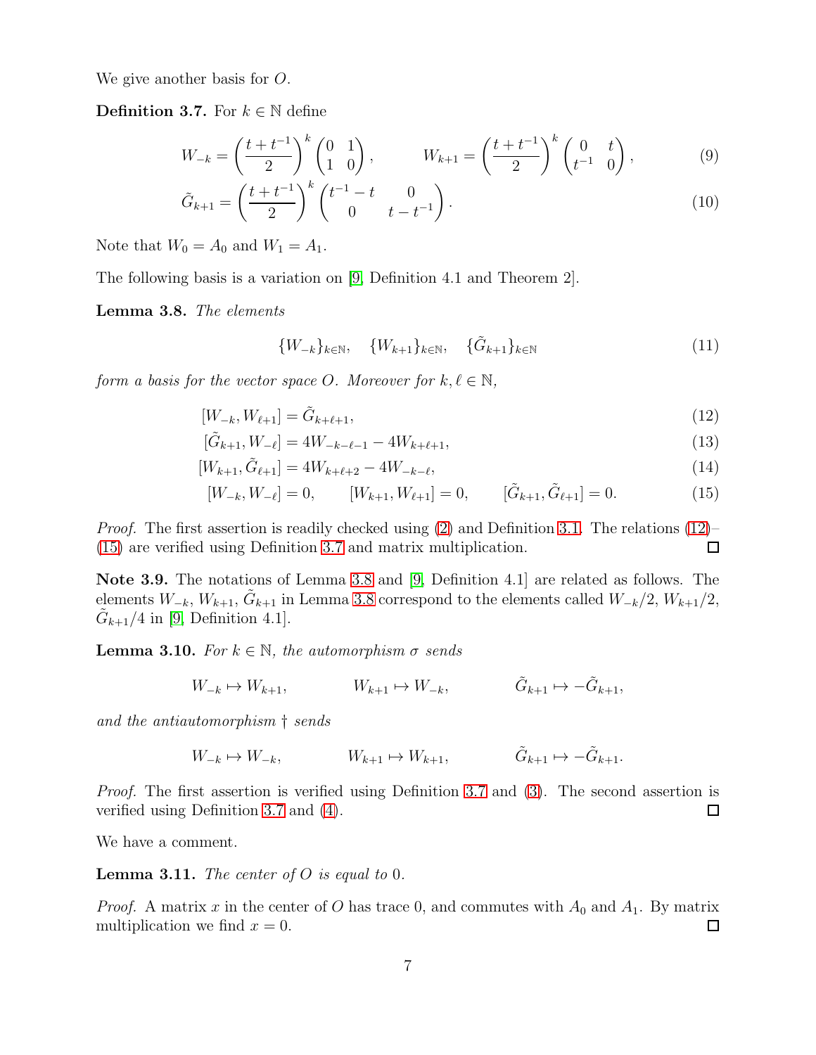We give another basis for $O$.

**Definition 3.7.** For $k \in \mathbb{N}$ define

$$W_{-k} = \left(\frac{t+t^{-1}}{2}\right)^k \begin{pmatrix} 0 & 1 \\ 1 & 0 \end{pmatrix}, \qquad W_{k+1} = \left(\frac{t+t^{-1}}{2}\right)^k \begin{pmatrix} 0 & t \\ t^{-1} & 0 \end{pmatrix}, \tag{9}$$

$$\tilde{G}_{k+1} = \left(\frac{t+t^{-1}}{2}\right)^k \begin{pmatrix} t^{-1}-t & 0 \\ 0 & t-t^{-1} \end{pmatrix}. \tag{10}$$

Note that $W_0 = A_0$ and $W_1 = A_1$.

The following basis is a variation on [9, Definition 4.1 and Theorem 2].

**Lemma 3.8.** *The elements*

$$\{W_{-k}\}_{k\in\mathbb{N}}, \quad \{W_{k+1}\}_{k\in\mathbb{N}}, \quad \{\tilde{G}_{k+1}\}_{k\in\mathbb{N}} \tag{11}$$

*form a basis for the vector space $O$. Moreover for $k, \ell \in \mathbb{N}$,*

$$[W_{-k}, W_{\ell+1}] = \tilde{G}_{k+\ell+1}, \tag{12}$$

$$[\tilde{G}_{k+1}, W_{-\ell}] = 4W_{-k-\ell-1} - 4W_{k+\ell+1}, \tag{13}$$

$$[W_{k+1}, \tilde{G}_{\ell+1}] = 4W_{k+\ell+2} - 4W_{-k-\ell}, \tag{14}$$

$$[W_{-k}, W_{-\ell}] = 0, \qquad [W_{k+1}, W_{\ell+1}] = 0, \qquad [\tilde{G}_{k+1}, \tilde{G}_{\ell+1}] = 0. \tag{15}$$

*Proof.* The first assertion is readily checked using (2) and Definition 3.1. The relations (12)–(15) are verified using Definition 3.7 and matrix multiplication. □

**Note 3.9.** The notations of Lemma 3.8 and [9, Definition 4.1] are related as follows. The elements $W_{-k}$, $W_{k+1}$, $\tilde{G}_{k+1}$ in Lemma 3.8 correspond to the elements called $W_{-k}/2$, $W_{k+1}/2$, $\tilde{G}_{k+1}/4$ in [9, Definition 4.1].

**Lemma 3.10.** *For $k \in \mathbb{N}$, the automorphism $\sigma$ sends*

$$W_{-k} \mapsto W_{k+1}, \qquad W_{k+1} \mapsto W_{-k}, \qquad \tilde{G}_{k+1} \mapsto -\tilde{G}_{k+1},$$

*and the antiautomorphism $\dagger$ sends*

$$W_{-k} \mapsto W_{-k}, \qquad W_{k+1} \mapsto W_{k+1}, \qquad \tilde{G}_{k+1} \mapsto -\tilde{G}_{k+1}.$$

*Proof.* The first assertion is verified using Definition 3.7 and (3). The second assertion is verified using Definition 3.7 and (4). □

We have a comment.

**Lemma 3.11.** *The center of $O$ is equal to 0.*

*Proof.* A matrix $x$ in the center of $O$ has trace 0, and commutes with $A_0$ and $A_1$. By matrix multiplication we find $x = 0$. □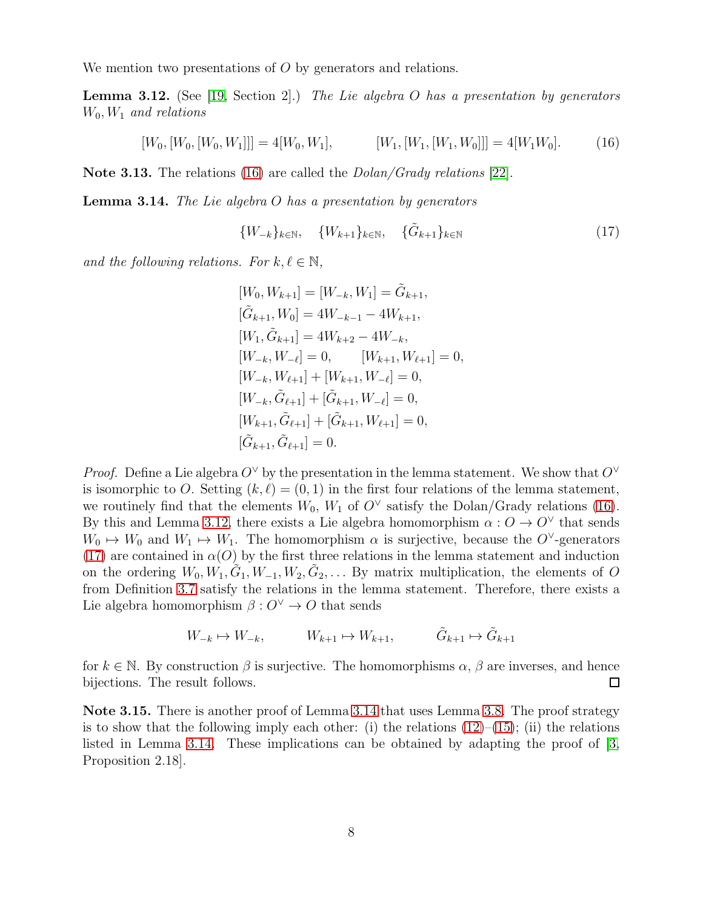We mention two presentations of $O$ by generators and relations.

**Lemma 3.12.** (See [19, Section 2].) *The Lie algebra $O$ has a presentation by generators $W_0, W_1$ and relations*

$$[W_0, [W_0, [W_0, W_1]]] = 4[W_0, W_1], \qquad [W_1, [W_1, [W_1, W_0]]] = 4[W_1 W_0]. \tag{16}$$

**Note 3.13.** The relations (16) are called the *Dolan/Grady relations* [22].

**Lemma 3.14.** *The Lie algebra $O$ has a presentation by generators*

$$\{W_{-k}\}_{k\in\mathbb{N}}, \quad \{W_{k+1}\}_{k\in\mathbb{N}}, \quad \{\tilde{G}_{k+1}\}_{k\in\mathbb{N}} \tag{17}$$

*and the following relations. For $k, \ell \in \mathbb{N}$,*

$$
\begin{aligned}
&[W_0, W_{k+1}] = [W_{-k}, W_1] = \tilde{G}_{k+1},\\
&[\tilde{G}_{k+1}, W_0] = 4W_{-k-1} - 4W_{k+1},\\
&[W_1, \tilde{G}_{k+1}] = 4W_{k+2} - 4W_{-k},\\
&[W_{-k}, W_{-\ell}] = 0, \qquad [W_{k+1}, W_{\ell+1}] = 0,\\
&[W_{-k}, W_{\ell+1}] + [W_{k+1}, W_{-\ell}] = 0,\\
&[W_{-k}, \tilde{G}_{\ell+1}] + [\tilde{G}_{k+1}, W_{-\ell}] = 0,\\
&[W_{k+1}, \tilde{G}_{\ell+1}] + [\tilde{G}_{k+1}, W_{\ell+1}] = 0,\\
&[\tilde{G}_{k+1}, \tilde{G}_{\ell+1}] = 0.
\end{aligned}
$$

*Proof.* Define a Lie algebra $O^\vee$ by the presentation in the lemma statement. We show that $O^\vee$ is isomorphic to $O$. Setting $(k, \ell) = (0, 1)$ in the first four relations of the lemma statement, we routinely find that the elements $W_0$, $W_1$ of $O^\vee$ satisfy the Dolan/Grady relations (16). By this and Lemma 3.12, there exists a Lie algebra homomorphism $\alpha : O \to O^\vee$ that sends $W_0 \mapsto W_0$ and $W_1 \mapsto W_1$. The homomorphism $\alpha$ is surjective, because the $O^\vee$-generators (17) are contained in $\alpha(O)$ by the first three relations in the lemma statement and induction on the ordering $W_0, W_1, \tilde{G}_1, W_{-1}, W_2, \tilde{G}_2, \ldots$ By matrix multiplication, the elements of $O$ from Definition 3.7 satisfy the relations in the lemma statement. Therefore, there exists a Lie algebra homomorphism $\beta : O^\vee \to O$ that sends

$$W_{-k} \mapsto W_{-k}, \qquad W_{k+1} \mapsto W_{k+1}, \qquad \tilde{G}_{k+1} \mapsto \tilde{G}_{k+1}$$

for $k \in \mathbb{N}$. By construction $\beta$ is surjective. The homomorphisms $\alpha$, $\beta$ are inverses, and hence bijections. The result follows. $\square$

**Note 3.15.** There is another proof of Lemma 3.14 that uses Lemma 3.8. The proof strategy is to show that the following imply each other: (i) the relations (12)–(15); (ii) the relations listed in Lemma 3.14. These implications can be obtained by adapting the proof of [3, Proposition 2.18].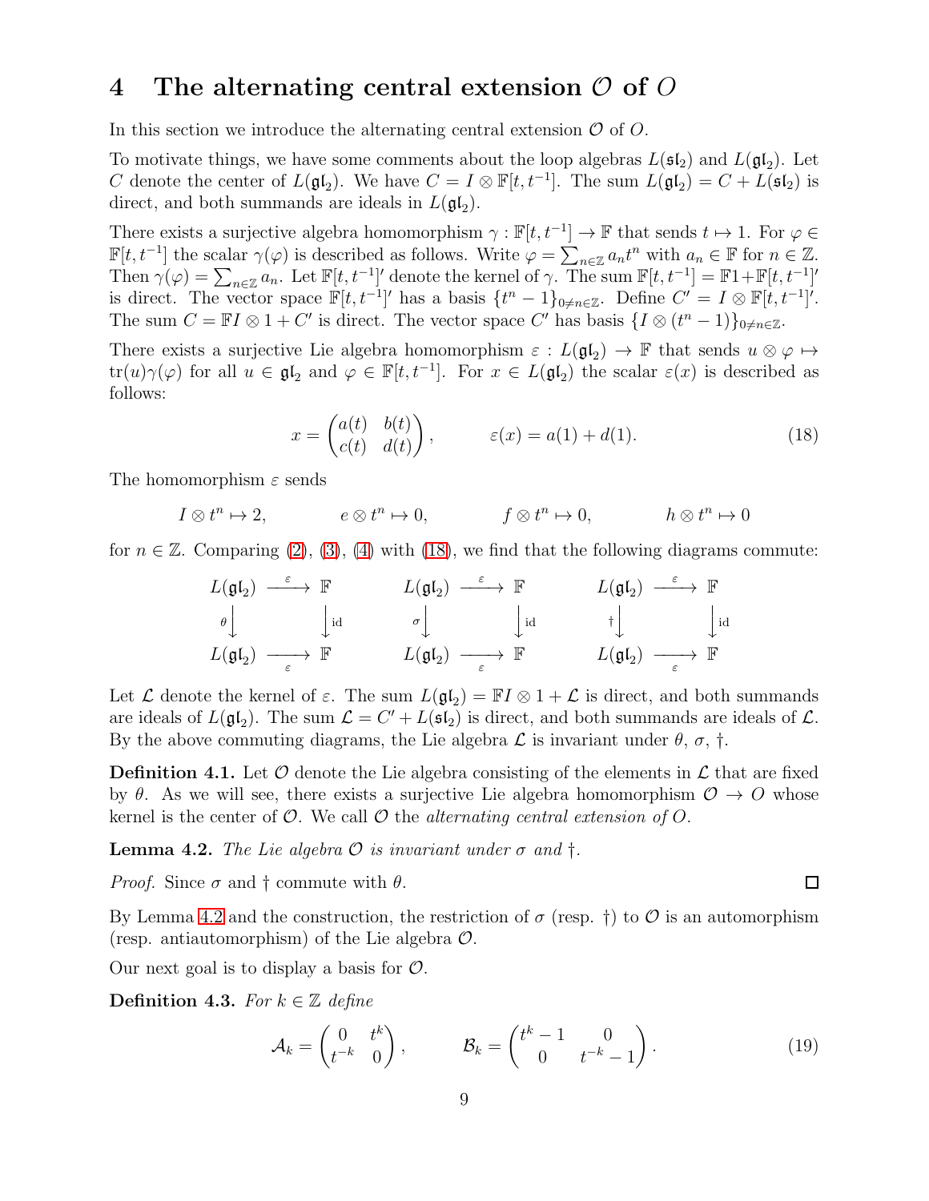# 4 The alternating central extension $\mathcal{O}$ of $O$

In this section we introduce the alternating central extension $\mathcal{O}$ of $O$.

To motivate things, we have some comments about the loop algebras $L(\mathfrak{sl}_2)$ and $L(\mathfrak{gl}_2)$. Let $C$ denote the center of $L(\mathfrak{gl}_2)$. We have $C = I \otimes \mathbb{F}[t, t^{-1}]$. The sum $L(\mathfrak{gl}_2) = C + L(\mathfrak{sl}_2)$ is direct, and both summands are ideals in $L(\mathfrak{gl}_2)$.

There exists a surjective algebra homomorphism $\gamma : \mathbb{F}[t, t^{-1}] \to \mathbb{F}$ that sends $t \mapsto 1$. For $\varphi \in \mathbb{F}[t, t^{-1}]$ the scalar $\gamma(\varphi)$ is described as follows. Write $\varphi = \sum_{n \in \mathbb{Z}} a_n t^n$ with $a_n \in \mathbb{F}$ for $n \in \mathbb{Z}$. Then $\gamma(\varphi) = \sum_{n \in \mathbb{Z}} a_n$. Let $\mathbb{F}[t, t^{-1}]'$ denote the kernel of $\gamma$. The sum $\mathbb{F}[t, t^{-1}] = \mathbb{F}1 + \mathbb{F}[t, t^{-1}]'$ is direct. The vector space $\mathbb{F}[t, t^{-1}]'$ has a basis $\{t^n - 1\}_{0 \neq n \in \mathbb{Z}}$. Define $C' = I \otimes \mathbb{F}[t, t^{-1}]'$. The sum $C = \mathbb{F}I \otimes 1 + C'$ is direct. The vector space $C'$ has basis $\{I \otimes (t^n - 1)\}_{0 \neq n \in \mathbb{Z}}$.

There exists a surjective Lie algebra homomorphism $\varepsilon : L(\mathfrak{gl}_2) \to \mathbb{F}$ that sends $u \otimes \varphi \mapsto \mathrm{tr}(u)\gamma(\varphi)$ for all $u \in \mathfrak{gl}_2$ and $\varphi \in \mathbb{F}[t, t^{-1}]$. For $x \in L(\mathfrak{gl}_2)$ the scalar $\varepsilon(x)$ is described as follows:

$$x = \begin{pmatrix} a(t) & b(t) \\ c(t) & d(t) \end{pmatrix}, \qquad \varepsilon(x) = a(1) + d(1). \tag{18}$$

The homomorphism $\varepsilon$ sends

$$I \otimes t^n \mapsto 2, \qquad e \otimes t^n \mapsto 0, \qquad f \otimes t^n \mapsto 0, \qquad h \otimes t^n \mapsto 0$$

for $n \in \mathbb{Z}$. Comparing (2), (3), (4) with (18), we find that the following diagrams commute:

$$\begin{array}{ccc} L(\mathfrak{gl}_2) & \xrightarrow{\varepsilon} & \mathbb{F} \\ \theta \downarrow & & \downarrow \mathrm{id} \\ L(\mathfrak{gl}_2) & \xrightarrow[\varepsilon]{} & \mathbb{F} \end{array} \qquad \begin{array}{ccc} L(\mathfrak{gl}_2) & \xrightarrow{\varepsilon} & \mathbb{F} \\ \sigma \downarrow & & \downarrow \mathrm{id} \\ L(\mathfrak{gl}_2) & \xrightarrow[\varepsilon]{} & \mathbb{F} \end{array} \qquad \begin{array}{ccc} L(\mathfrak{gl}_2) & \xrightarrow{\varepsilon} & \mathbb{F} \\ \dagger \downarrow & & \downarrow \mathrm{id} \\ L(\mathfrak{gl}_2) & \xrightarrow[\varepsilon]{} & \mathbb{F} \end{array}$$

Let $\mathcal{L}$ denote the kernel of $\varepsilon$. The sum $L(\mathfrak{gl}_2) = \mathbb{F}I \otimes 1 + \mathcal{L}$ is direct, and both summands are ideals of $L(\mathfrak{gl}_2)$. The sum $\mathcal{L} = C' + L(\mathfrak{sl}_2)$ is direct, and both summands are ideals of $\mathcal{L}$. By the above commuting diagrams, the Lie algebra $\mathcal{L}$ is invariant under $\theta$, $\sigma$, $\dagger$.

**Definition 4.1.** Let $\mathcal{O}$ denote the Lie algebra consisting of the elements in $\mathcal{L}$ that are fixed by $\theta$. As we will see, there exists a surjective Lie algebra homomorphism $\mathcal{O} \to O$ whose kernel is the center of $\mathcal{O}$. We call $\mathcal{O}$ the *alternating central extension of* $O$.

**Lemma 4.2.** *The Lie algebra $\mathcal{O}$ is invariant under $\sigma$ and $\dagger$.*

*Proof.* Since $\sigma$ and $\dagger$ commute with $\theta$. $\square$

By Lemma 4.2 and the construction, the restriction of $\sigma$ (resp. $\dagger$) to $\mathcal{O}$ is an automorphism (resp. antiautomorphism) of the Lie algebra $\mathcal{O}$.

Our next goal is to display a basis for $\mathcal{O}$.

**Definition 4.3.** *For $k \in \mathbb{Z}$ define*

$$\mathcal{A}_k = \begin{pmatrix} 0 & t^k \\ t^{-k} & 0 \end{pmatrix}, \qquad \mathcal{B}_k = \begin{pmatrix} t^k - 1 & 0 \\ 0 & t^{-k} - 1 \end{pmatrix}. \tag{19}$$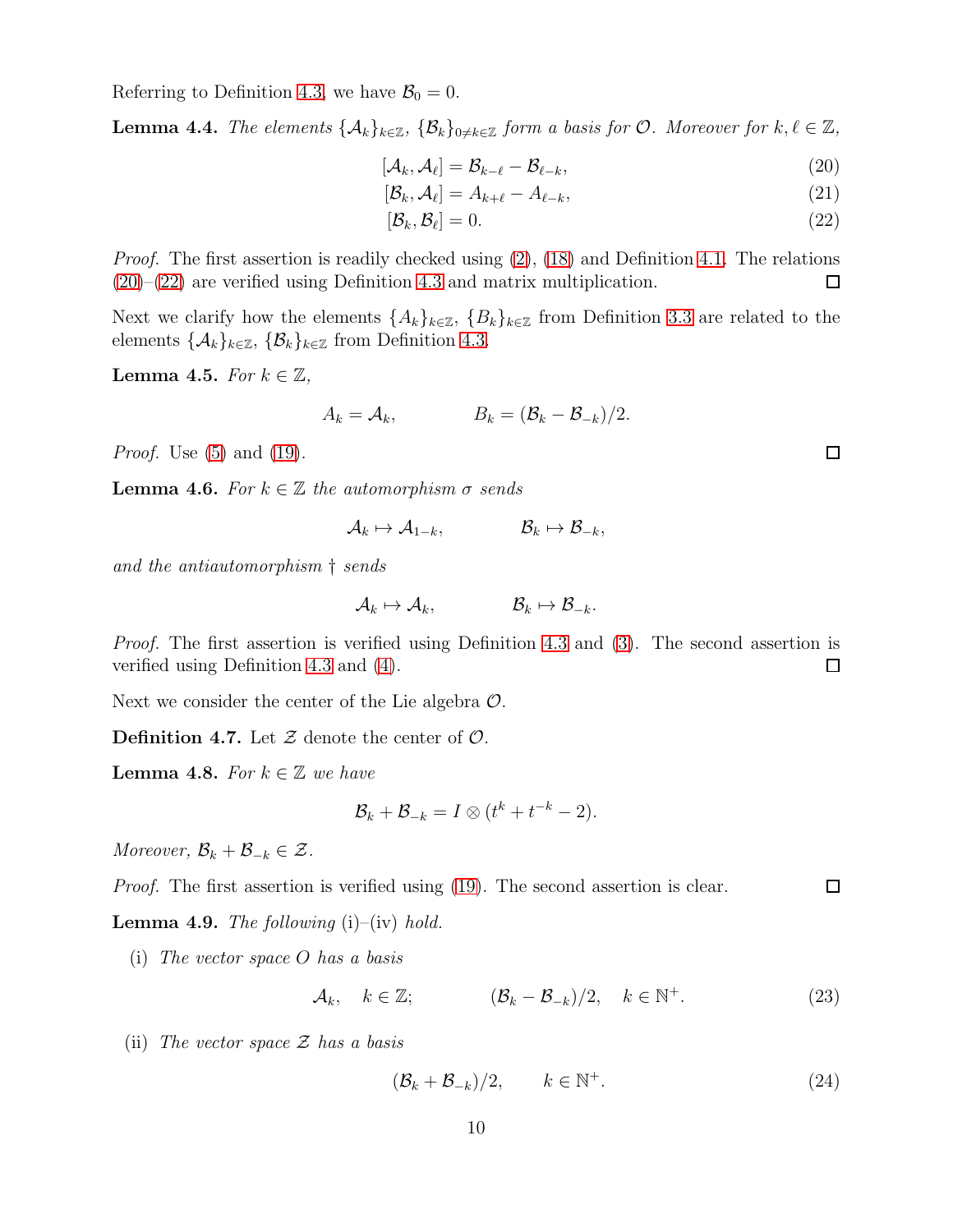Referring to Definition 4.3, we have $\mathcal{B}_0 = 0$.

**Lemma 4.4.** *The elements $\{\mathcal{A}_k\}_{k\in\mathbb{Z}}$, $\{\mathcal{B}_k\}_{0\neq k\in\mathbb{Z}}$ form a basis for $\mathcal{O}$. Moreover for $k, \ell \in \mathbb{Z}$,*

$$[\mathcal{A}_k, \mathcal{A}_\ell] = \mathcal{B}_{k-\ell} - \mathcal{B}_{\ell-k}, \tag{20}$$

$$[\mathcal{B}_k, \mathcal{A}_\ell] = A_{k+\ell} - A_{\ell-k}, \tag{21}$$

$$[\mathcal{B}_k, \mathcal{B}_\ell] = 0. \tag{22}$$

*Proof.* The first assertion is readily checked using (2), (18) and Definition 4.1. The relations (20)–(22) are verified using Definition 4.3 and matrix multiplication. □

Next we clarify how the elements $\{A_k\}_{k\in\mathbb{Z}}$, $\{B_k\}_{k\in\mathbb{Z}}$ from Definition 3.3 are related to the elements $\{\mathcal{A}_k\}_{k\in\mathbb{Z}}$, $\{\mathcal{B}_k\}_{k\in\mathbb{Z}}$ from Definition 4.3.

**Lemma 4.5.** *For $k \in \mathbb{Z}$,*

$$A_k = \mathcal{A}_k, \qquad\qquad B_k = (\mathcal{B}_k - \mathcal{B}_{-k})/2.$$

*Proof.* Use (5) and (19). □

**Lemma 4.6.** *For $k \in \mathbb{Z}$ the automorphism $\sigma$ sends*

$$\mathcal{A}_k \mapsto \mathcal{A}_{1-k}, \qquad\qquad \mathcal{B}_k \mapsto \mathcal{B}_{-k},$$

*and the antiautomorphism $\dagger$ sends*

$$\mathcal{A}_k \mapsto \mathcal{A}_k, \qquad\qquad \mathcal{B}_k \mapsto \mathcal{B}_{-k}.$$

*Proof.* The first assertion is verified using Definition 4.3 and (3). The second assertion is verified using Definition 4.3 and (4). □

Next we consider the center of the Lie algebra $\mathcal{O}$.

**Definition 4.7.** Let $\mathcal{Z}$ denote the center of $\mathcal{O}$.

**Lemma 4.8.** *For $k \in \mathbb{Z}$ we have*

$$\mathcal{B}_k + \mathcal{B}_{-k} = I \otimes (t^k + t^{-k} - 2).$$

*Moreover, $\mathcal{B}_k + \mathcal{B}_{-k} \in \mathcal{Z}$.*

*Proof.* The first assertion is verified using (19). The second assertion is clear. □

**Lemma 4.9.** *The following* (i)–(iv) *hold.*

(i) *The vector space $O$ has a basis*

$$\mathcal{A}_k, \quad k \in \mathbb{Z}; \qquad\qquad (\mathcal{B}_k - \mathcal{B}_{-k})/2, \quad k \in \mathbb{N}^+. \tag{23}$$

(ii) *The vector space $\mathcal{Z}$ has a basis*

$$(\mathcal{B}_k + \mathcal{B}_{-k})/2, \qquad k \in \mathbb{N}^+. \tag{24}$$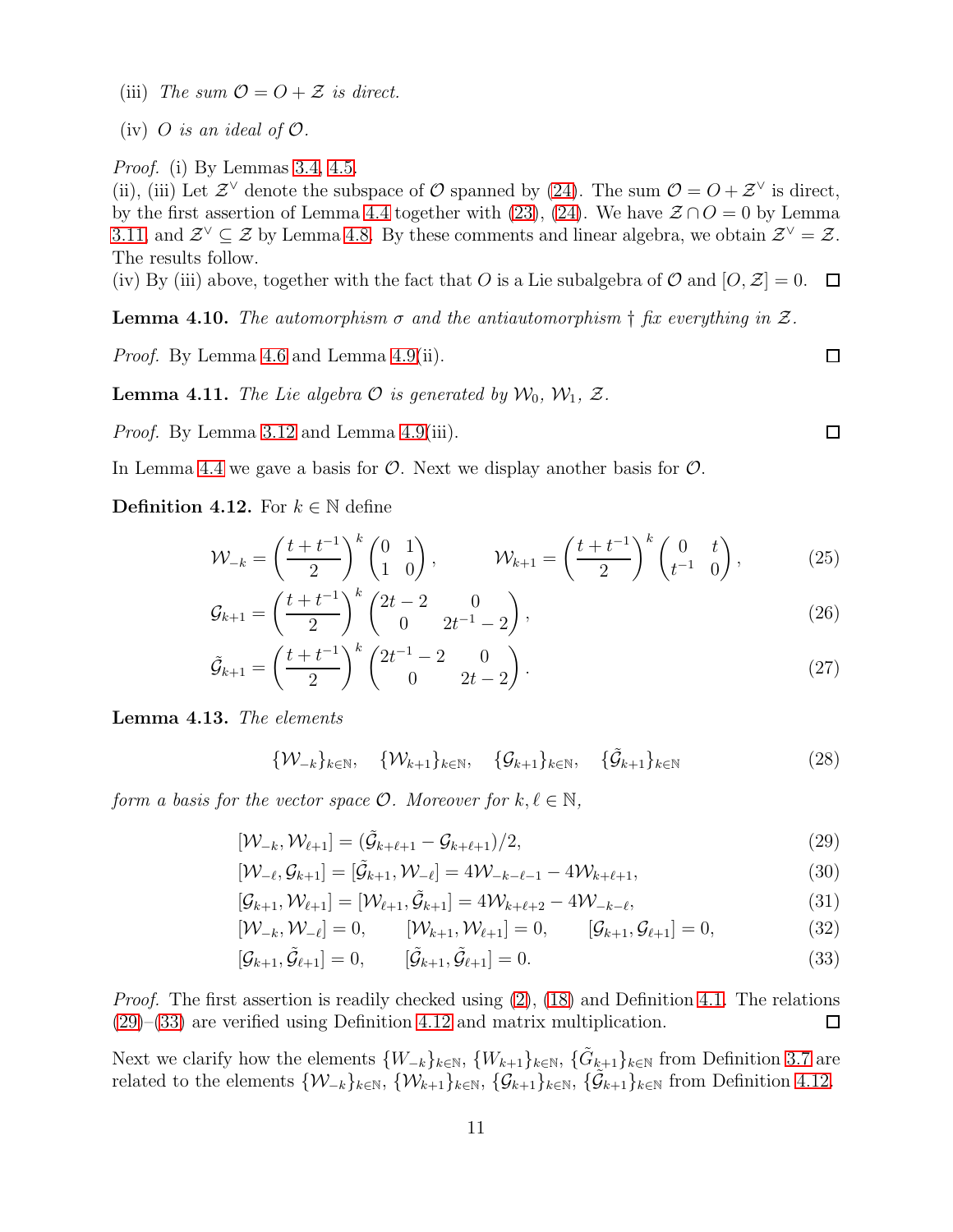(iii) *The sum $\mathcal{O} = O + \mathcal{Z}$ is direct.*

(iv) *$O$ is an ideal of $\mathcal{O}$.*

*Proof.* (i) By Lemmas 3.4, 4.5.
(ii), (iii) Let $\mathcal{Z}^\vee$ denote the subspace of $\mathcal{O}$ spanned by (24). The sum $\mathcal{O} = O + \mathcal{Z}^\vee$ is direct, by the first assertion of Lemma 4.4 together with (23), (24). We have $\mathcal{Z} \cap O = 0$ by Lemma 3.11, and $\mathcal{Z}^\vee \subseteq \mathcal{Z}$ by Lemma 4.8. By these comments and linear algebra, we obtain $\mathcal{Z}^\vee = \mathcal{Z}$. The results follow.
(iv) By (iii) above, together with the fact that $O$ is a Lie subalgebra of $\mathcal{O}$ and $[O, \mathcal{Z}] = 0$. □

**Lemma 4.10.** *The automorphism $\sigma$ and the antiautomorphism $\dagger$ fix everything in $\mathcal{Z}$.*

*Proof.* By Lemma 4.6 and Lemma 4.9(ii). □

**Lemma 4.11.** *The Lie algebra $\mathcal{O}$ is generated by $\mathcal{W}_0$, $\mathcal{W}_1$, $\mathcal{Z}$.*

*Proof.* By Lemma 3.12 and Lemma 4.9(iii). □

In Lemma 4.4 we gave a basis for $\mathcal{O}$. Next we display another basis for $\mathcal{O}$.

**Definition 4.12.** For $k \in \mathbb{N}$ define

$$\mathcal{W}_{-k} = \left(\frac{t+t^{-1}}{2}\right)^k \begin{pmatrix} 0 & 1 \\ 1 & 0 \end{pmatrix}, \qquad \mathcal{W}_{k+1} = \left(\frac{t+t^{-1}}{2}\right)^k \begin{pmatrix} 0 & t \\ t^{-1} & 0 \end{pmatrix}, \tag{25}$$

$$\mathcal{G}_{k+1} = \left(\frac{t+t^{-1}}{2}\right)^k \begin{pmatrix} 2t-2 & 0 \\ 0 & 2t^{-1}-2 \end{pmatrix}, \tag{26}$$

$$\tilde{\mathcal{G}}_{k+1} = \left(\frac{t+t^{-1}}{2}\right)^k \begin{pmatrix} 2t^{-1}-2 & 0 \\ 0 & 2t-2 \end{pmatrix}. \tag{27}$$

**Lemma 4.13.** *The elements*

$$\{\mathcal{W}_{-k}\}_{k\in\mathbb{N}}, \quad \{\mathcal{W}_{k+1}\}_{k\in\mathbb{N}}, \quad \{\mathcal{G}_{k+1}\}_{k\in\mathbb{N}}, \quad \{\tilde{\mathcal{G}}_{k+1}\}_{k\in\mathbb{N}} \tag{28}$$

*form a basis for the vector space $\mathcal{O}$. Moreover for $k, \ell \in \mathbb{N}$,*

$$[\mathcal{W}_{-k}, \mathcal{W}_{\ell+1}] = (\tilde{\mathcal{G}}_{k+\ell+1} - \mathcal{G}_{k+\ell+1})/2, \tag{29}$$

$$[\mathcal{W}_{-\ell}, \mathcal{G}_{k+1}] = [\tilde{\mathcal{G}}_{k+1}, \mathcal{W}_{-\ell}] = 4\mathcal{W}_{-k-\ell-1} - 4\mathcal{W}_{k+\ell+1}, \tag{30}$$

$$[\mathcal{G}_{k+1}, \mathcal{W}_{\ell+1}] = [\mathcal{W}_{\ell+1}, \tilde{\mathcal{G}}_{k+1}] = 4\mathcal{W}_{k+\ell+2} - 4\mathcal{W}_{-k-\ell}, \tag{31}$$

$$[\mathcal{W}_{-k}, \mathcal{W}_{-\ell}] = 0, \qquad [\mathcal{W}_{k+1}, \mathcal{W}_{\ell+1}] = 0, \qquad [\mathcal{G}_{k+1}, \mathcal{G}_{\ell+1}] = 0, \tag{32}$$

$$[\mathcal{G}_{k+1}, \tilde{\mathcal{G}}_{\ell+1}] = 0, \qquad [\tilde{\mathcal{G}}_{k+1}, \tilde{\mathcal{G}}_{\ell+1}] = 0. \tag{33}$$

*Proof.* The first assertion is readily checked using (2), (18) and Definition 4.1. The relations (29)–(33) are verified using Definition 4.12 and matrix multiplication. □

Next we clarify how the elements $\{W_{-k}\}_{k\in\mathbb{N}}$, $\{W_{k+1}\}_{k\in\mathbb{N}}$, $\{\tilde{G}_{k+1}\}_{k\in\mathbb{N}}$ from Definition 3.7 are related to the elements $\{\mathcal{W}_{-k}\}_{k\in\mathbb{N}}$, $\{\mathcal{W}_{k+1}\}_{k\in\mathbb{N}}$, $\{\mathcal{G}_{k+1}\}_{k\in\mathbb{N}}$, $\{\tilde{\mathcal{G}}_{k+1}\}_{k\in\mathbb{N}}$ from Definition 4.12.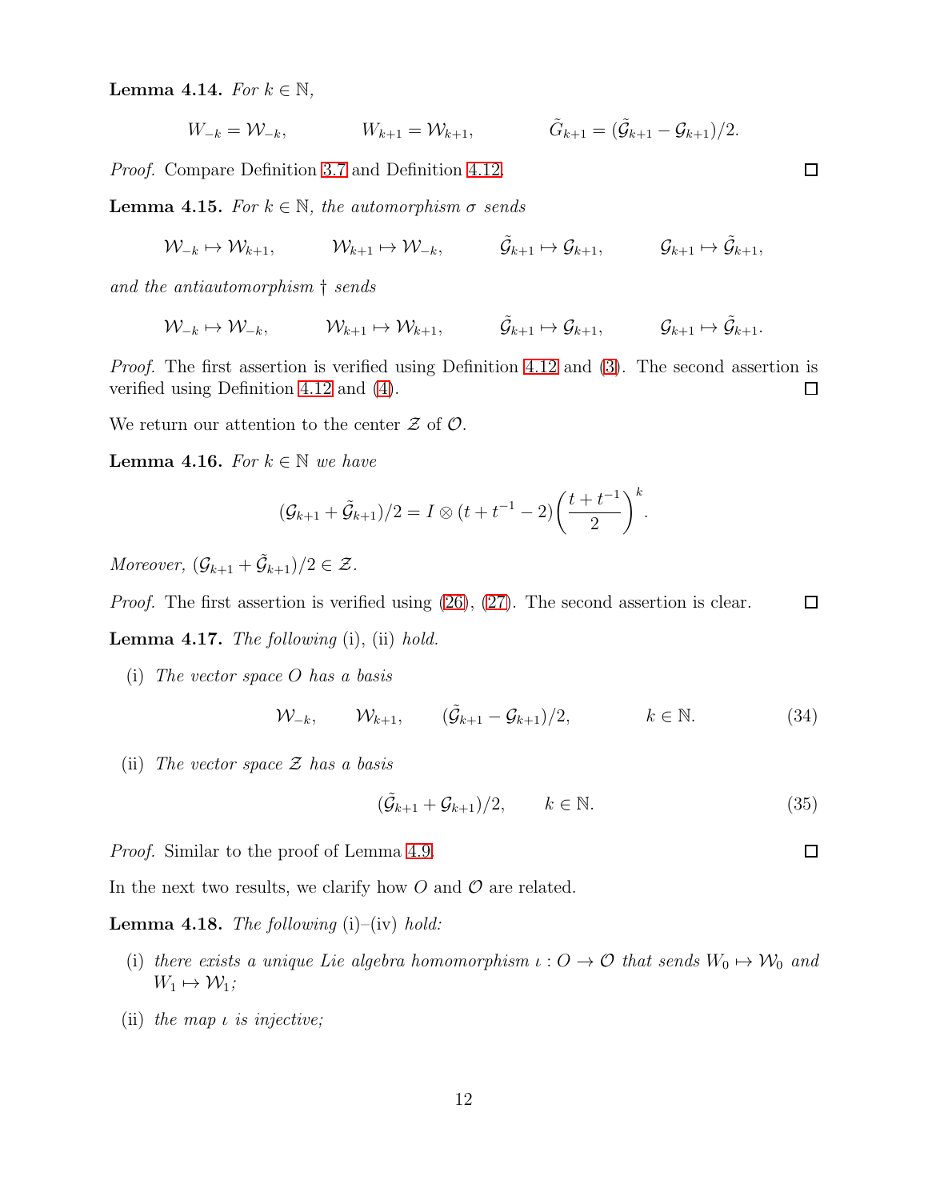**Lemma 4.14.** *For $k \in \mathbb{N}$,*

$$W_{-k} = \mathcal{W}_{-k}, \qquad W_{k+1} = \mathcal{W}_{k+1}, \qquad \tilde{G}_{k+1} = (\tilde{\mathcal{G}}_{k+1} - \mathcal{G}_{k+1})/2.$$

*Proof.* Compare Definition 3.7 and Definition 4.12. □

**Lemma 4.15.** *For $k \in \mathbb{N}$, the automorphism $\sigma$ sends*

$$\mathcal{W}_{-k} \mapsto \mathcal{W}_{k+1}, \qquad \mathcal{W}_{k+1} \mapsto \mathcal{W}_{-k}, \qquad \tilde{\mathcal{G}}_{k+1} \mapsto \mathcal{G}_{k+1}, \qquad \mathcal{G}_{k+1} \mapsto \tilde{\mathcal{G}}_{k+1},$$

*and the antiautomorphism $\dagger$ sends*

$$\mathcal{W}_{-k} \mapsto \mathcal{W}_{-k}, \qquad \mathcal{W}_{k+1} \mapsto \mathcal{W}_{k+1}, \qquad \tilde{\mathcal{G}}_{k+1} \mapsto \mathcal{G}_{k+1}, \qquad \mathcal{G}_{k+1} \mapsto \tilde{\mathcal{G}}_{k+1}.$$

*Proof.* The first assertion is verified using Definition 4.12 and (3). The second assertion is verified using Definition 4.12 and (4). □

We return our attention to the center $\mathcal{Z}$ of $\mathcal{O}$.

**Lemma 4.16.** *For $k \in \mathbb{N}$ we have*

$$(\mathcal{G}_{k+1} + \tilde{\mathcal{G}}_{k+1})/2 = I \otimes (t + t^{-1} - 2)\left(\frac{t + t^{-1}}{2}\right)^k.$$

*Moreover, $(\mathcal{G}_{k+1} + \tilde{\mathcal{G}}_{k+1})/2 \in \mathcal{Z}$.*

*Proof.* The first assertion is verified using (26), (27). The second assertion is clear. □

**Lemma 4.17.** *The following* (i), (ii) *hold.*

(i) *The vector space $O$ has a basis*

$$\mathcal{W}_{-k}, \qquad \mathcal{W}_{k+1}, \qquad (\tilde{\mathcal{G}}_{k+1} - \mathcal{G}_{k+1})/2, \qquad\qquad k \in \mathbb{N}. \tag{34}$$

(ii) *The vector space $\mathcal{Z}$ has a basis*

$$(\tilde{\mathcal{G}}_{k+1} + \mathcal{G}_{k+1})/2, \qquad k \in \mathbb{N}. \tag{35}$$

*Proof.* Similar to the proof of Lemma 4.9. □

In the next two results, we clarify how $O$ and $\mathcal{O}$ are related.

**Lemma 4.18.** *The following* (i)–(iv) *hold:*

(i) *there exists a unique Lie algebra homomorphism $\iota : O \to \mathcal{O}$ that sends $W_0 \mapsto \mathcal{W}_0$ and $W_1 \mapsto \mathcal{W}_1$;*

(ii) *the map $\iota$ is injective;*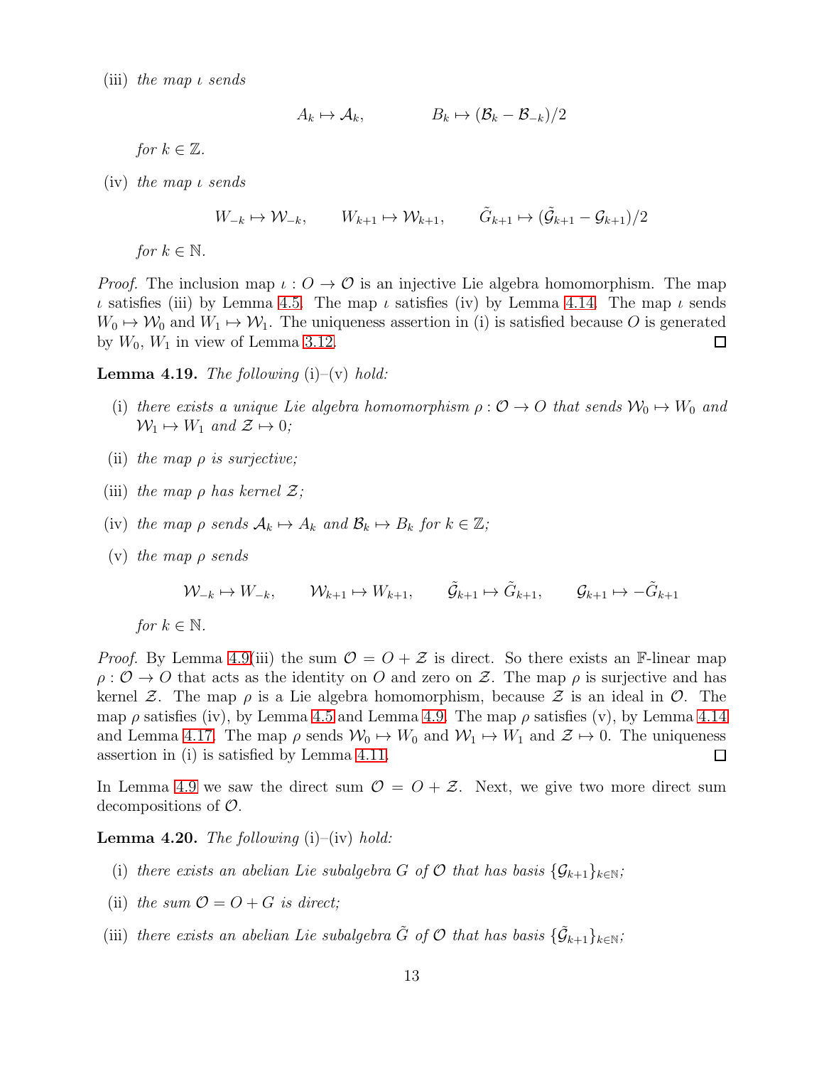(iii) *the map $\iota$ sends*

$$A_k \mapsto \mathcal{A}_k, \qquad\qquad B_k \mapsto (\mathcal{B}_k - \mathcal{B}_{-k})/2$$

*for $k \in \mathbb{Z}$.*

(iv) *the map $\iota$ sends*

$$W_{-k} \mapsto \mathcal{W}_{-k}, \qquad W_{k+1} \mapsto \mathcal{W}_{k+1}, \qquad \tilde{G}_{k+1} \mapsto (\tilde{\mathcal{G}}_{k+1} - \mathcal{G}_{k+1})/2$$

*for $k \in \mathbb{N}$.*

*Proof.* The inclusion map $\iota : O \to \mathcal{O}$ is an injective Lie algebra homomorphism. The map $\iota$ satisfies (iii) by Lemma 4.5. The map $\iota$ satisfies (iv) by Lemma 4.14. The map $\iota$ sends $W_0 \mapsto \mathcal{W}_0$ and $W_1 \mapsto \mathcal{W}_1$. The uniqueness assertion in (i) is satisfied because $O$ is generated by $W_0$, $W_1$ in view of Lemma 3.12. □

**Lemma 4.19.** *The following* (i)–(v) *hold:*

(i) *there exists a unique Lie algebra homomorphism $\rho : \mathcal{O} \to O$ that sends $\mathcal{W}_0 \mapsto W_0$ and $\mathcal{W}_1 \mapsto W_1$ and $\mathcal{Z} \mapsto 0$;*

(ii) *the map $\rho$ is surjective;*

(iii) *the map $\rho$ has kernel $\mathcal{Z}$;*

(iv) *the map $\rho$ sends $\mathcal{A}_k \mapsto A_k$ and $\mathcal{B}_k \mapsto B_k$ for $k \in \mathbb{Z}$;*

(v) *the map $\rho$ sends*

$$\mathcal{W}_{-k} \mapsto W_{-k}, \qquad \mathcal{W}_{k+1} \mapsto W_{k+1}, \qquad \tilde{\mathcal{G}}_{k+1} \mapsto \tilde{G}_{k+1}, \qquad \mathcal{G}_{k+1} \mapsto -\tilde{G}_{k+1}$$

*for $k \in \mathbb{N}$.*

*Proof.* By Lemma 4.9(iii) the sum $\mathcal{O} = O + \mathcal{Z}$ is direct. So there exists an $\mathbb{F}$-linear map $\rho : \mathcal{O} \to O$ that acts as the identity on $O$ and zero on $\mathcal{Z}$. The map $\rho$ is surjective and has kernel $\mathcal{Z}$. The map $\rho$ is a Lie algebra homomorphism, because $\mathcal{Z}$ is an ideal in $\mathcal{O}$. The map $\rho$ satisfies (iv), by Lemma 4.5 and Lemma 4.9. The map $\rho$ satisfies (v), by Lemma 4.14 and Lemma 4.17. The map $\rho$ sends $\mathcal{W}_0 \mapsto W_0$ and $\mathcal{W}_1 \mapsto W_1$ and $\mathcal{Z} \mapsto 0$. The uniqueness assertion in (i) is satisfied by Lemma 4.11. □

In Lemma 4.9 we saw the direct sum $\mathcal{O} = O + \mathcal{Z}$. Next, we give two more direct sum decompositions of $\mathcal{O}$.

**Lemma 4.20.** *The following* (i)–(iv) *hold:*

(i) *there exists an abelian Lie subalgebra $G$ of $\mathcal{O}$ that has basis $\{\mathcal{G}_{k+1}\}_{k \in \mathbb{N}}$;*

(ii) *the sum $\mathcal{O} = O + G$ is direct;*

(iii) *there exists an abelian Lie subalgebra $\tilde{G}$ of $\mathcal{O}$ that has basis $\{\tilde{\mathcal{G}}_{k+1}\}_{k \in \mathbb{N}}$;*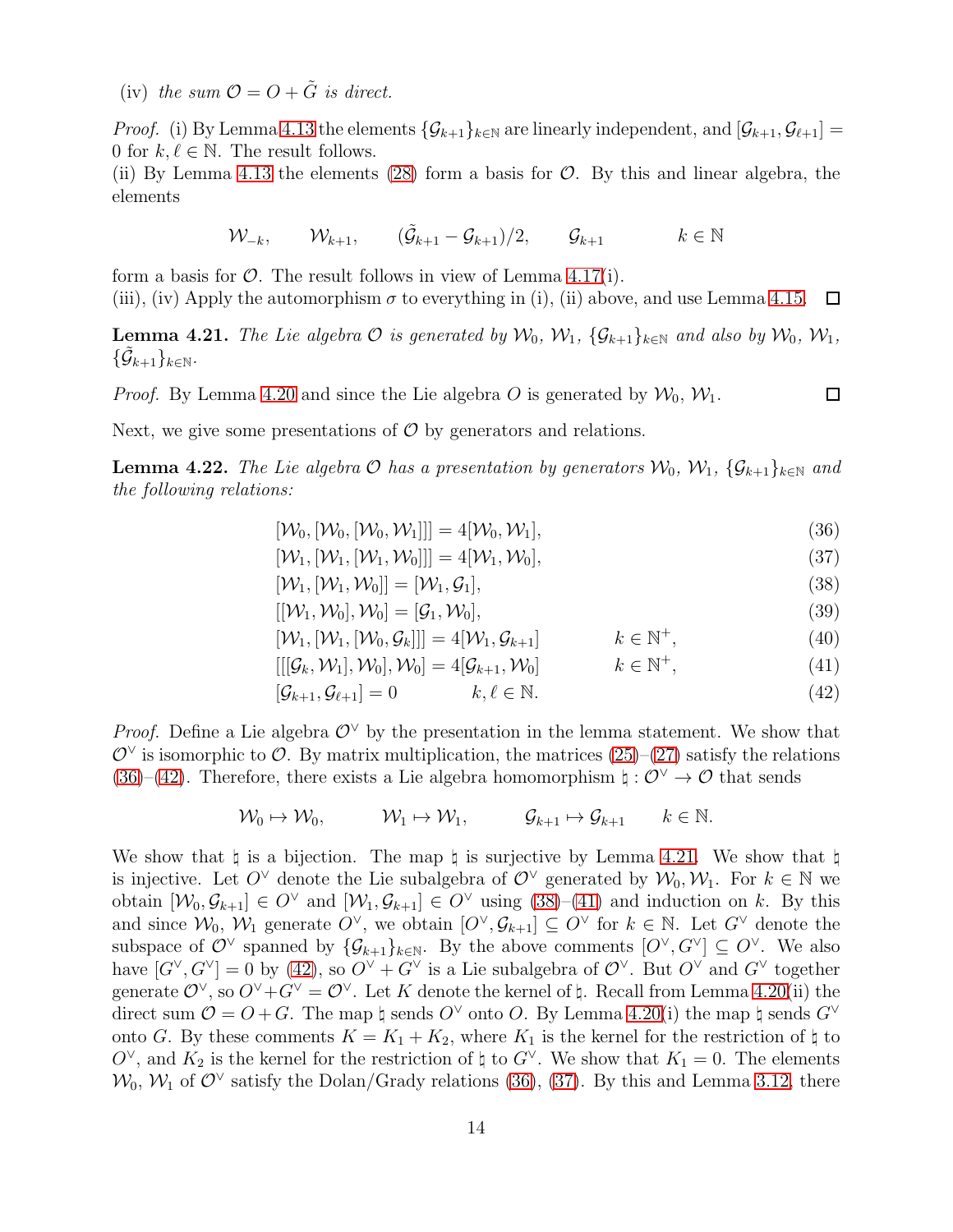(iv) *the sum $\mathcal{O} = O + \tilde{G}$ is direct.*

*Proof.* (i) By Lemma 4.13 the elements $\{\mathcal{G}_{k+1}\}_{k\in\mathbb{N}}$ are linearly independent, and $[\mathcal{G}_{k+1}, \mathcal{G}_{\ell+1}] = 0$ for $k, \ell \in \mathbb{N}$. The result follows.
(ii) By Lemma 4.13 the elements (28) form a basis for $\mathcal{O}$. By this and linear algebra, the elements

$$\mathcal{W}_{-k}, \qquad \mathcal{W}_{k+1}, \qquad (\tilde{\mathcal{G}}_{k+1} - \mathcal{G}_{k+1})/2, \qquad \mathcal{G}_{k+1} \qquad\qquad k \in \mathbb{N}$$

form a basis for $\mathcal{O}$. The result follows in view of Lemma 4.17(i).
(iii), (iv) Apply the automorphism $\sigma$ to everything in (i), (ii) above, and use Lemma 4.15. $\square$

**Lemma 4.21.** *The Lie algebra $\mathcal{O}$ is generated by $\mathcal{W}_0$, $\mathcal{W}_1$, $\{\mathcal{G}_{k+1}\}_{k\in\mathbb{N}}$ and also by $\mathcal{W}_0$, $\mathcal{W}_1$, $\{\tilde{\mathcal{G}}_{k+1}\}_{k\in\mathbb{N}}$.*

*Proof.* By Lemma 4.20 and since the Lie algebra $O$ is generated by $\mathcal{W}_0$, $\mathcal{W}_1$. $\square$

Next, we give some presentations of $\mathcal{O}$ by generators and relations.

**Lemma 4.22.** *The Lie algebra $\mathcal{O}$ has a presentation by generators $\mathcal{W}_0$, $\mathcal{W}_1$, $\{\mathcal{G}_{k+1}\}_{k\in\mathbb{N}}$ and the following relations:*

$$[\mathcal{W}_0, [\mathcal{W}_0, [\mathcal{W}_0, \mathcal{W}_1]]] = 4[\mathcal{W}_0, \mathcal{W}_1], \tag{36}$$

$$[\mathcal{W}_1, [\mathcal{W}_1, [\mathcal{W}_1, \mathcal{W}_0]]] = 4[\mathcal{W}_1, \mathcal{W}_0], \tag{37}$$

$$[\mathcal{W}_1, [\mathcal{W}_1, \mathcal{W}_0]] = [\mathcal{W}_1, \mathcal{G}_1], \tag{38}$$

$$[[\mathcal{W}_1, \mathcal{W}_0], \mathcal{W}_0] = [\mathcal{G}_1, \mathcal{W}_0], \tag{39}$$

$$[\mathcal{W}_1, [\mathcal{W}_1, [\mathcal{W}_0, \mathcal{G}_k]]] = 4[\mathcal{W}_1, \mathcal{G}_{k+1}] \qquad k \in \mathbb{N}^+, \tag{40}$$

$$[[[\mathcal{G}_k, \mathcal{W}_1], \mathcal{W}_0], \mathcal{W}_0] = 4[\mathcal{G}_{k+1}, \mathcal{W}_0] \qquad k \in \mathbb{N}^+, \tag{41}$$

$$[\mathcal{G}_{k+1}, \mathcal{G}_{\ell+1}] = 0 \qquad k, \ell \in \mathbb{N}. \tag{42}$$

*Proof.* Define a Lie algebra $\mathcal{O}^\vee$ by the presentation in the lemma statement. We show that $\mathcal{O}^\vee$ is isomorphic to $\mathcal{O}$. By matrix multiplication, the matrices (25)–(27) satisfy the relations (36)–(42). Therefore, there exists a Lie algebra homomorphism $\natural : \mathcal{O}^\vee \to \mathcal{O}$ that sends

$$\mathcal{W}_0 \mapsto \mathcal{W}_0, \qquad \mathcal{W}_1 \mapsto \mathcal{W}_1, \qquad \mathcal{G}_{k+1} \mapsto \mathcal{G}_{k+1} \qquad k \in \mathbb{N}.$$

We show that $\natural$ is a bijection. The map $\natural$ is surjective by Lemma 4.21. We show that $\natural$ is injective. Let $O^\vee$ denote the Lie subalgebra of $\mathcal{O}^\vee$ generated by $\mathcal{W}_0, \mathcal{W}_1$. For $k \in \mathbb{N}$ we obtain $[\mathcal{W}_0, \mathcal{G}_{k+1}] \in O^\vee$ and $[\mathcal{W}_1, \mathcal{G}_{k+1}] \in O^\vee$ using (38)–(41) and induction on $k$. By this and since $\mathcal{W}_0$, $\mathcal{W}_1$ generate $O^\vee$, we obtain $[O^\vee, \mathcal{G}_{k+1}] \subseteq O^\vee$ for $k \in \mathbb{N}$. Let $G^\vee$ denote the subspace of $\mathcal{O}^\vee$ spanned by $\{\mathcal{G}_{k+1}\}_{k\in\mathbb{N}}$. By the above comments $[O^\vee, G^\vee] \subseteq O^\vee$. We also have $[G^\vee, G^\vee] = 0$ by (42), so $O^\vee + G^\vee$ is a Lie subalgebra of $\mathcal{O}^\vee$. But $O^\vee$ and $G^\vee$ together generate $\mathcal{O}^\vee$, so $O^\vee + G^\vee = \mathcal{O}^\vee$. Let $K$ denote the kernel of $\natural$. Recall from Lemma 4.20(ii) the direct sum $\mathcal{O} = O + G$. The map $\natural$ sends $O^\vee$ onto $O$. By Lemma 4.20(i) the map $\natural$ sends $G^\vee$ onto $G$. By these comments $K = K_1 + K_2$, where $K_1$ is the kernel for the restriction of $\natural$ to $O^\vee$, and $K_2$ is the kernel for the restriction of $\natural$ to $G^\vee$. We show that $K_1 = 0$. The elements $\mathcal{W}_0$, $\mathcal{W}_1$ of $\mathcal{O}^\vee$ satisfy the Dolan/Grady relations (36), (37). By this and Lemma 3.12, there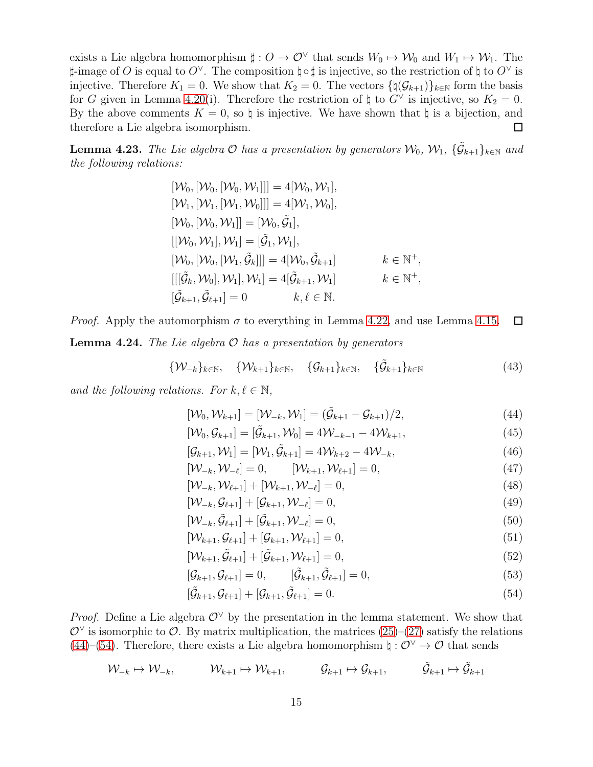exists a Lie algebra homomorphism $\sharp : O \to \mathcal{O}^\vee$ that sends $W_0 \mapsto \mathcal{W}_0$ and $W_1 \mapsto \mathcal{W}_1$. The $\sharp$-image of $O$ is equal to $O^\vee$. The composition $\natural \circ \sharp$ is injective, so the restriction of $\natural$ to $O^\vee$ is injective. Therefore $K_1 = 0$. We show that $K_2 = 0$. The vectors $\{\natural(\mathcal{G}_{k+1})\}_{k \in \mathbb{N}}$ form the basis for $G$ given in Lemma 4.20(i). Therefore the restriction of $\natural$ to $G^\vee$ is injective, so $K_2 = 0$. By the above comments $K = 0$, so $\natural$ is injective. We have shown that $\natural$ is a bijection, and therefore a Lie algebra isomorphism. $\square$

**Lemma 4.23.** *The Lie algebra $\mathcal{O}$ has a presentation by generators $\mathcal{W}_0$, $\mathcal{W}_1$, $\{\tilde{\mathcal{G}}_{k+1}\}_{k\in\mathbb{N}}$ and the following relations:*

$$
\begin{aligned}
&[\mathcal{W}_0, [\mathcal{W}_0, [\mathcal{W}_0, \mathcal{W}_1]]] = 4[\mathcal{W}_0, \mathcal{W}_1],\\
&[\mathcal{W}_1, [\mathcal{W}_1, [\mathcal{W}_1, \mathcal{W}_0]]] = 4[\mathcal{W}_1, \mathcal{W}_0],\\
&[\mathcal{W}_0, [\mathcal{W}_0, \mathcal{W}_1]] = [\mathcal{W}_0, \tilde{\mathcal{G}}_1],\\
&[[\mathcal{W}_0, \mathcal{W}_1], \mathcal{W}_1] = [\tilde{\mathcal{G}}_1, \mathcal{W}_1],\\
&[\mathcal{W}_0, [\mathcal{W}_0, [\mathcal{W}_1, \tilde{\mathcal{G}}_k]]] = 4[\mathcal{W}_0, \tilde{\mathcal{G}}_{k+1}] \qquad k \in \mathbb{N}^+,\\
&[[[\tilde{\mathcal{G}}_k, \mathcal{W}_0], \mathcal{W}_1], \mathcal{W}_1] = 4[\tilde{\mathcal{G}}_{k+1}, \mathcal{W}_1] \qquad k \in \mathbb{N}^+,\\
&[\tilde{\mathcal{G}}_{k+1}, \tilde{\mathcal{G}}_{\ell+1}] = 0 \qquad k, \ell \in \mathbb{N}.
\end{aligned}
$$

*Proof.* Apply the automorphism $\sigma$ to everything in Lemma 4.22, and use Lemma 4.15. $\square$

**Lemma 4.24.** *The Lie algebra $\mathcal{O}$ has a presentation by generators*

$$
\{\mathcal{W}_{-k}\}_{k\in\mathbb{N}}, \quad \{\mathcal{W}_{k+1}\}_{k\in\mathbb{N}}, \quad \{\mathcal{G}_{k+1}\}_{k\in\mathbb{N}}, \quad \{\tilde{\mathcal{G}}_{k+1}\}_{k\in\mathbb{N}} \tag{43}
$$

*and the following relations. For $k, \ell \in \mathbb{N}$,*

$$
\begin{aligned}
&[\mathcal{W}_0, \mathcal{W}_{k+1}] = [\mathcal{W}_{-k}, \mathcal{W}_1] = (\tilde{\mathcal{G}}_{k+1} - \mathcal{G}_{k+1})/2, && (44)\\
&[\mathcal{W}_0, \mathcal{G}_{k+1}] = [\tilde{\mathcal{G}}_{k+1}, \mathcal{W}_0] = 4\mathcal{W}_{-k-1} - 4\mathcal{W}_{k+1}, && (45)\\
&[\mathcal{G}_{k+1}, \mathcal{W}_1] = [\mathcal{W}_1, \tilde{\mathcal{G}}_{k+1}] = 4\mathcal{W}_{k+2} - 4\mathcal{W}_{-k}, && (46)\\
&[\mathcal{W}_{-k}, \mathcal{W}_{-\ell}] = 0, \qquad [\mathcal{W}_{k+1}, \mathcal{W}_{\ell+1}] = 0, && (47)\\
&[\mathcal{W}_{-k}, \mathcal{W}_{\ell+1}] + [\mathcal{W}_{k+1}, \mathcal{W}_{-\ell}] = 0, && (48)\\
&[\mathcal{W}_{-k}, \mathcal{G}_{\ell+1}] + [\mathcal{G}_{k+1}, \mathcal{W}_{-\ell}] = 0, && (49)\\
&[\mathcal{W}_{-k}, \tilde{\mathcal{G}}_{\ell+1}] + [\tilde{\mathcal{G}}_{k+1}, \mathcal{W}_{-\ell}] = 0, && (50)\\
&[\mathcal{W}_{k+1}, \mathcal{G}_{\ell+1}] + [\mathcal{G}_{k+1}, \mathcal{W}_{\ell+1}] = 0, && (51)\\
&[\mathcal{W}_{k+1}, \tilde{\mathcal{G}}_{\ell+1}] + [\tilde{\mathcal{G}}_{k+1}, \mathcal{W}_{\ell+1}] = 0, && (52)\\
&[\mathcal{G}_{k+1}, \mathcal{G}_{\ell+1}] = 0, \qquad [\tilde{\mathcal{G}}_{k+1}, \tilde{\mathcal{G}}_{\ell+1}] = 0, && (53)\\
&[\tilde{\mathcal{G}}_{k+1}, \mathcal{G}_{\ell+1}] + [\mathcal{G}_{k+1}, \tilde{\mathcal{G}}_{\ell+1}] = 0. && (54)
\end{aligned}
$$

*Proof.* Define a Lie algebra $\mathcal{O}^\vee$ by the presentation in the lemma statement. We show that $\mathcal{O}^\vee$ is isomorphic to $\mathcal{O}$. By matrix multiplication, the matrices (25)–(27) satisfy the relations (44)–(54). Therefore, there exists a Lie algebra homomorphism $\natural : \mathcal{O}^\vee \to \mathcal{O}$ that sends

$$
\mathcal{W}_{-k} \mapsto \mathcal{W}_{-k}, \qquad \mathcal{W}_{k+1} \mapsto \mathcal{W}_{k+1}, \qquad \mathcal{G}_{k+1} \mapsto \mathcal{G}_{k+1}, \qquad \tilde{\mathcal{G}}_{k+1} \mapsto \tilde{\mathcal{G}}_{k+1}
$$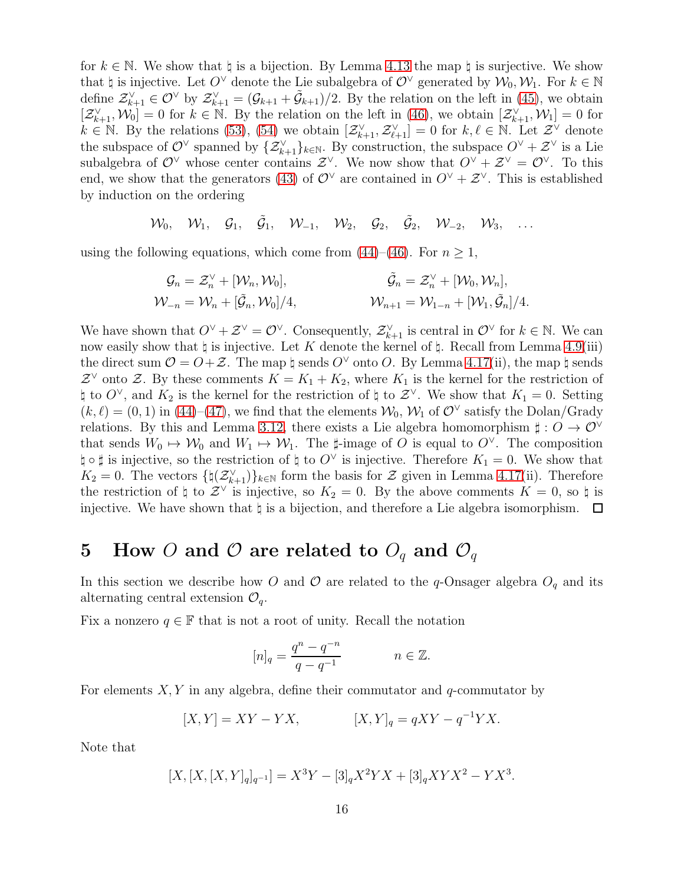for $k \in \mathbb{N}$. We show that $\natural$ is a bijection. By Lemma 4.13 the map $\natural$ is surjective. We show that $\natural$ is injective. Let $O^\vee$ denote the Lie subalgebra of $\mathcal{O}^\vee$ generated by $\mathcal{W}_0, \mathcal{W}_1$. For $k \in \mathbb{N}$ define $\mathcal{Z}^\vee_{k+1} \in \mathcal{O}^\vee$ by $\mathcal{Z}^\vee_{k+1} = (\mathcal{G}_{k+1} + \tilde{\mathcal{G}}_{k+1})/2$. By the relation on the left in (45), we obtain $[\mathcal{Z}^\vee_{k+1}, \mathcal{W}_0] = 0$ for $k \in \mathbb{N}$. By the relation on the left in (46), we obtain $[\mathcal{Z}^\vee_{k+1}, \mathcal{W}_1] = 0$ for $k \in \mathbb{N}$. By the relations (53), (54) we obtain $[\mathcal{Z}^\vee_{k+1}, \mathcal{Z}^\vee_{\ell+1}] = 0$ for $k, \ell \in \mathbb{N}$. Let $\mathcal{Z}^\vee$ denote the subspace of $\mathcal{O}^\vee$ spanned by $\{\mathcal{Z}^\vee_{k+1}\}_{k\in\mathbb{N}}$. By construction, the subspace $O^\vee + \mathcal{Z}^\vee$ is a Lie subalgebra of $\mathcal{O}^\vee$ whose center contains $\mathcal{Z}^\vee$. We now show that $O^\vee + \mathcal{Z}^\vee = \mathcal{O}^\vee$. To this end, we show that the generators (43) of $\mathcal{O}^\vee$ are contained in $O^\vee + \mathcal{Z}^\vee$. This is established by induction on the ordering

$$\mathcal{W}_0, \quad \mathcal{W}_1, \quad \mathcal{G}_1, \quad \tilde{\mathcal{G}}_1, \quad \mathcal{W}_{-1}, \quad \mathcal{W}_2, \quad \mathcal{G}_2, \quad \tilde{\mathcal{G}}_2, \quad \mathcal{W}_{-2}, \quad \mathcal{W}_3, \quad \ldots$$

using the following equations, which come from (44)–(46). For $n \geq 1$,

$$\mathcal{G}_n = \mathcal{Z}^\vee_n + [\mathcal{W}_n, \mathcal{W}_0], \qquad \tilde{\mathcal{G}}_n = \mathcal{Z}^\vee_n + [\mathcal{W}_0, \mathcal{W}_n],$$

$$\mathcal{W}_{-n} = \mathcal{W}_n + [\tilde{\mathcal{G}}_n, \mathcal{W}_0]/4, \qquad \mathcal{W}_{n+1} = \mathcal{W}_{1-n} + [\mathcal{W}_1, \tilde{\mathcal{G}}_n]/4.$$

We have shown that $O^\vee + \mathcal{Z}^\vee = \mathcal{O}^\vee$. Consequently, $\mathcal{Z}^\vee_{k+1}$ is central in $\mathcal{O}^\vee$ for $k \in \mathbb{N}$. We can now easily show that $\natural$ is injective. Let $K$ denote the kernel of $\natural$. Recall from Lemma 4.9(iii) the direct sum $\mathcal{O} = O + \mathcal{Z}$. The map $\natural$ sends $O^\vee$ onto $O$. By Lemma 4.17(ii), the map $\natural$ sends $\mathcal{Z}^\vee$ onto $\mathcal{Z}$. By these comments $K = K_1 + K_2$, where $K_1$ is the kernel for the restriction of $\natural$ to $O^\vee$, and $K_2$ is the kernel for the restriction of $\natural$ to $\mathcal{Z}^\vee$. We show that $K_1 = 0$. Setting $(k, \ell) = (0, 1)$ in (44)–(47), we find that the elements $\mathcal{W}_0, \mathcal{W}_1$ of $\mathcal{O}^\vee$ satisfy the Dolan/Grady relations. By this and Lemma 3.12, there exists a Lie algebra homomorphism $\sharp : O \to \mathcal{O}^\vee$ that sends $W_0 \mapsto \mathcal{W}_0$ and $W_1 \mapsto \mathcal{W}_1$. The $\sharp$-image of $O$ is equal to $O^\vee$. The composition $\natural \circ \sharp$ is injective, so the restriction of $\natural$ to $O^\vee$ is injective. Therefore $K_1 = 0$. We show that $K_2 = 0$. The vectors $\{\natural(\mathcal{Z}^\vee_{k+1})\}_{k\in\mathbb{N}}$ form the basis for $\mathcal{Z}$ given in Lemma 4.17(ii). Therefore the restriction of $\natural$ to $\mathcal{Z}^\vee$ is injective, so $K_2 = 0$. By the above comments $K = 0$, so $\natural$ is injective. We have shown that $\natural$ is a bijection, and therefore a Lie algebra isomorphism. $\square$

# 5 How $O$ and $\mathcal{O}$ are related to $O_q$ and $\mathcal{O}_q$

In this section we describe how $O$ and $\mathcal{O}$ are related to the $q$-Onsager algebra $O_q$ and its alternating central extension $\mathcal{O}_q$.

Fix a nonzero $q \in \mathbb{F}$ that is not a root of unity. Recall the notation

$$[n]_q = \frac{q^n - q^{-n}}{q - q^{-1}} \qquad\qquad n \in \mathbb{Z}.$$

For elements $X, Y$ in any algebra, define their commutator and $q$-commutator by

$$[X, Y] = XY - YX, \qquad\qquad [X, Y]_q = qXY - q^{-1}YX.$$

Note that

$$[X, [X, [X, Y]_q]_{q^{-1}}] = X^3Y - [3]_q X^2YX + [3]_q XYX^2 - YX^3.$$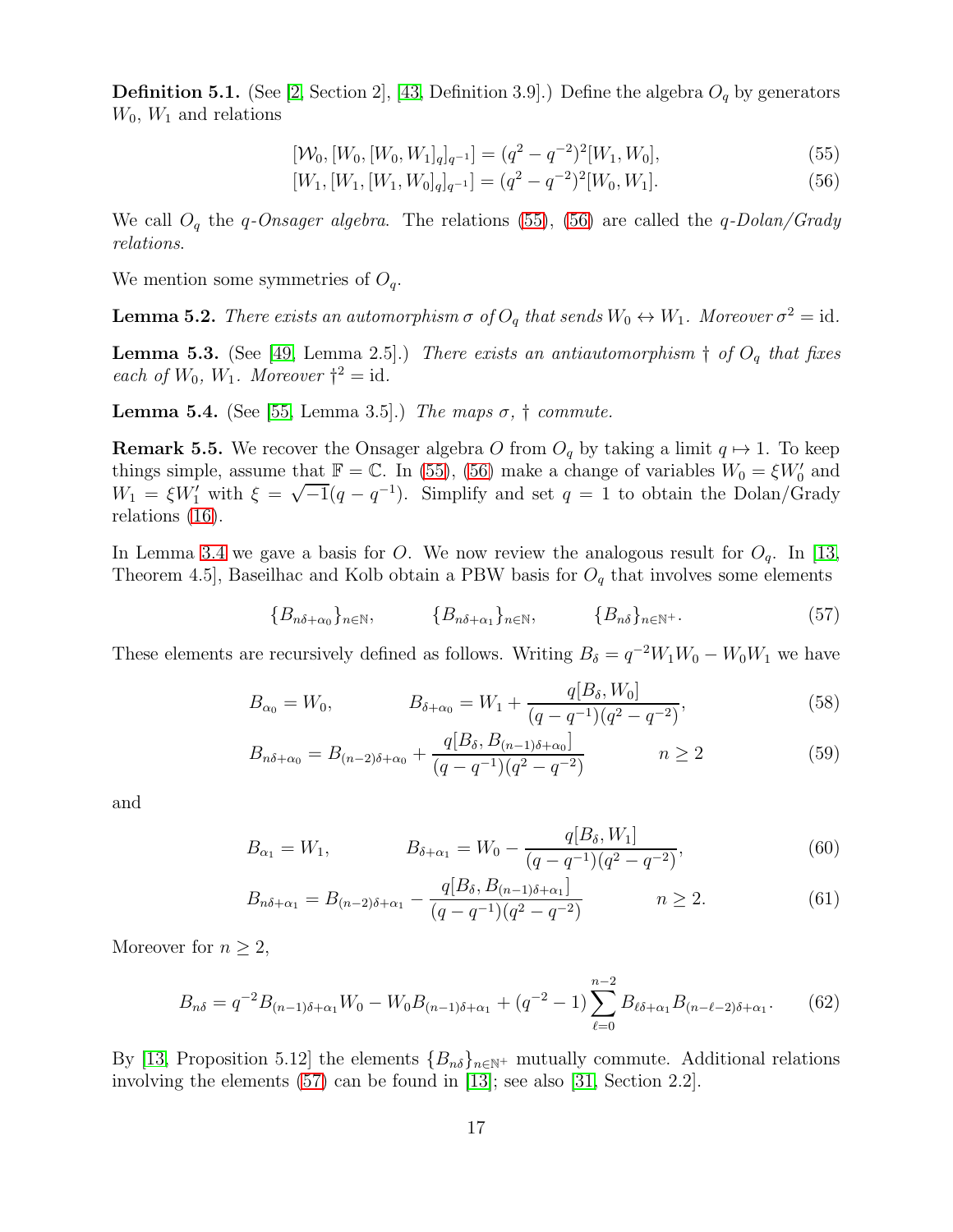**Definition 5.1.** (See [2, Section 2], [43, Definition 3.9].) Define the algebra $O_q$ by generators $W_0$, $W_1$ and relations

$$[\mathcal{W}_0, [W_0, [W_0, W_1]_q]_{q^{-1}}] = (q^2 - q^{-2})^2 [W_1, W_0], \tag{55}$$

$$[W_1, [W_1, [W_1, W_0]_q]_{q^{-1}}] = (q^2 - q^{-2})^2 [W_0, W_1]. \tag{56}$$

We call $O_q$ the *q-Onsager algebra*. The relations (55), (56) are called the *q-Dolan/Grady relations*.

We mention some symmetries of $O_q$.

**Lemma 5.2.** *There exists an automorphism $\sigma$ of $O_q$ that sends $W_0 \leftrightarrow W_1$. Moreover $\sigma^2 = \mathrm{id}$.*

**Lemma 5.3.** (See [49, Lemma 2.5].) *There exists an antiautomorphism $\dagger$ of $O_q$ that fixes each of $W_0$, $W_1$. Moreover $\dagger^2 = \mathrm{id}$.*

**Lemma 5.4.** (See [55, Lemma 3.5].) *The maps $\sigma$, $\dagger$ commute.*

**Remark 5.5.** We recover the Onsager algebra $O$ from $O_q$ by taking a limit $q \mapsto 1$. To keep things simple, assume that $\mathbb{F} = \mathbb{C}$. In (55), (56) make a change of variables $W_0 = \xi W_0'$ and $W_1 = \xi W_1'$ with $\xi = \sqrt{-1}(q - q^{-1})$. Simplify and set $q = 1$ to obtain the Dolan/Grady relations (16).

In Lemma 3.4 we gave a basis for $O$. We now review the analogous result for $O_q$. In [13, Theorem 4.5], Baseilhac and Kolb obtain a PBW basis for $O_q$ that involves some elements

$$\{B_{n\delta+\alpha_0}\}_{n\in\mathbb{N}}, \qquad \{B_{n\delta+\alpha_1}\}_{n\in\mathbb{N}}, \qquad \{B_{n\delta}\}_{n\in\mathbb{N}^+}. \tag{57}$$

These elements are recursively defined as follows. Writing $B_\delta = q^{-2} W_1 W_0 - W_0 W_1$ we have

$$B_{\alpha_0} = W_0, \qquad B_{\delta+\alpha_0} = W_1 + \frac{q[B_\delta, W_0]}{(q - q^{-1})(q^2 - q^{-2})}, \tag{58}$$

$$B_{n\delta+\alpha_0} = B_{(n-2)\delta+\alpha_0} + \frac{q[B_\delta, B_{(n-1)\delta+\alpha_0}]}{(q - q^{-1})(q^2 - q^{-2})} \qquad n \geq 2 \tag{59}$$

and

$$B_{\alpha_1} = W_1, \qquad B_{\delta+\alpha_1} = W_0 - \frac{q[B_\delta, W_1]}{(q - q^{-1})(q^2 - q^{-2})}, \tag{60}$$

$$B_{n\delta+\alpha_1} = B_{(n-2)\delta+\alpha_1} - \frac{q[B_\delta, B_{(n-1)\delta+\alpha_1}]}{(q - q^{-1})(q^2 - q^{-2})} \qquad n \geq 2. \tag{61}$$

Moreover for $n \geq 2$,

$$B_{n\delta} = q^{-2} B_{(n-1)\delta+\alpha_1} W_0 - W_0 B_{(n-1)\delta+\alpha_1} + (q^{-2} - 1) \sum_{\ell=0}^{n-2} B_{\ell\delta+\alpha_1} B_{(n-\ell-2)\delta+\alpha_1}. \tag{62}$$

By [13, Proposition 5.12] the elements $\{B_{n\delta}\}_{n\in\mathbb{N}^+}$ mutually commute. Additional relations involving the elements (57) can be found in [13]; see also [31, Section 2.2].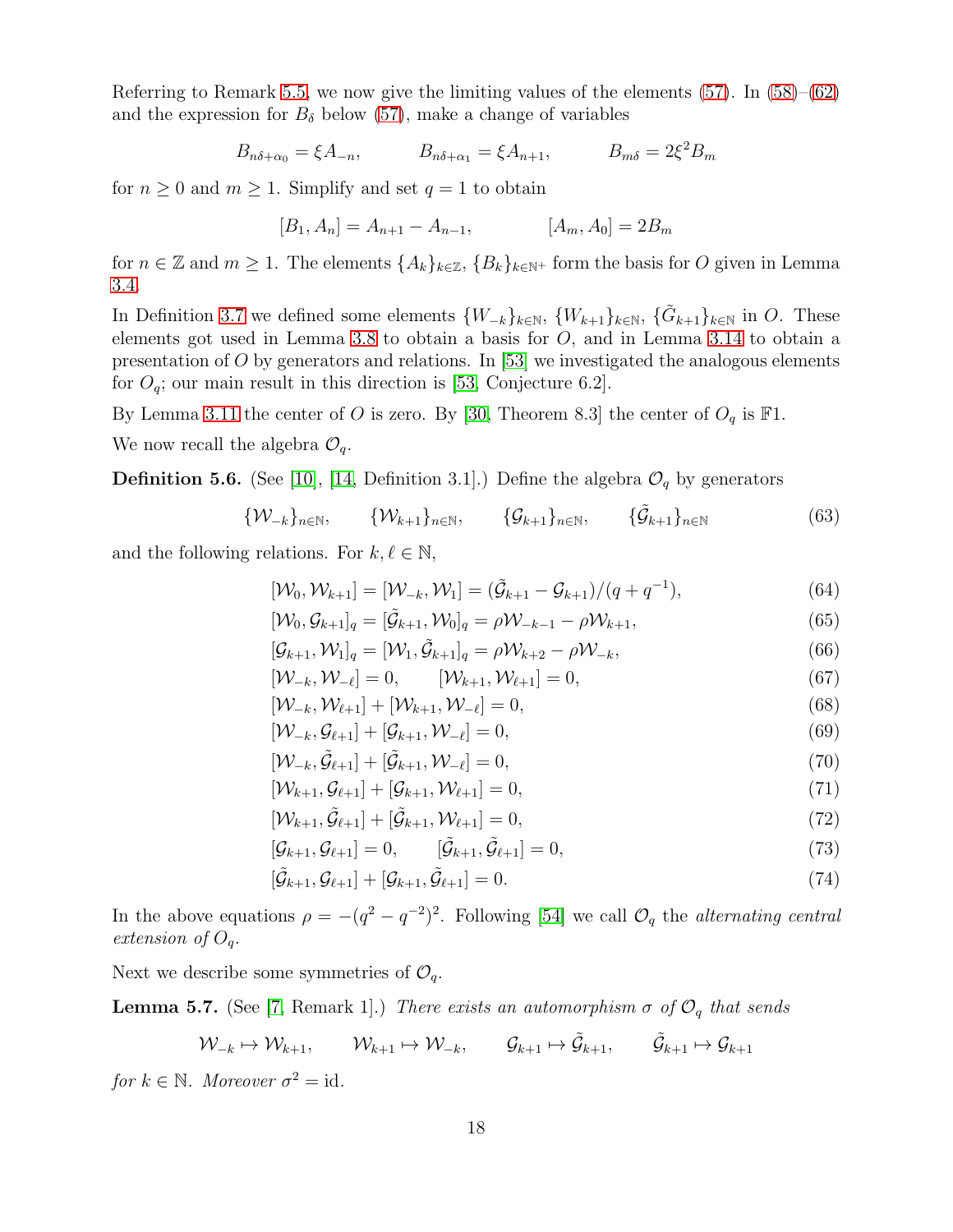Referring to Remark 5.5, we now give the limiting values of the elements (57). In (58)–(62) and the expression for $B_\delta$ below (57), make a change of variables

$$B_{n\delta+\alpha_0} = \xi A_{-n}, \qquad B_{n\delta+\alpha_1} = \xi A_{n+1}, \qquad B_{m\delta} = 2\xi^2 B_m$$

for $n \geq 0$ and $m \geq 1$. Simplify and set $q = 1$ to obtain

$$[B_1, A_n] = A_{n+1} - A_{n-1}, \qquad [A_m, A_0] = 2B_m$$

for $n \in \mathbb{Z}$ and $m \geq 1$. The elements $\{A_k\}_{k\in\mathbb{Z}}$, $\{B_k\}_{k\in\mathbb{N}^+}$ form the basis for $O$ given in Lemma 3.4.

In Definition 3.7 we defined some elements $\{W_{-k}\}_{k\in\mathbb{N}}$, $\{W_{k+1}\}_{k\in\mathbb{N}}$, $\{\tilde{G}_{k+1}\}_{k\in\mathbb{N}}$ in $O$. These elements got used in Lemma 3.8 to obtain a basis for $O$, and in Lemma 3.14 to obtain a presentation of $O$ by generators and relations. In [53] we investigated the analogous elements for $O_q$; our main result in this direction is [53, Conjecture 6.2].

By Lemma 3.11 the center of $O$ is zero. By [30, Theorem 8.3] the center of $O_q$ is $\mathbb{F}1$.

We now recall the algebra $\mathcal{O}_q$.

**Definition 5.6.** (See [10], [14, Definition 3.1].) Define the algebra $\mathcal{O}_q$ by generators

$$\{\mathcal{W}_{-k}\}_{n\in\mathbb{N}}, \qquad \{\mathcal{W}_{k+1}\}_{n\in\mathbb{N}}, \qquad \{\mathcal{G}_{k+1}\}_{n\in\mathbb{N}}, \qquad \{\tilde{\mathcal{G}}_{k+1}\}_{n\in\mathbb{N}} \tag{63}$$

and the following relations. For $k, \ell \in \mathbb{N}$,

$$[\mathcal{W}_0, \mathcal{W}_{k+1}] = [\mathcal{W}_{-k}, \mathcal{W}_1] = (\tilde{\mathcal{G}}_{k+1} - \mathcal{G}_{k+1})/(q+q^{-1}), \tag{64}$$

$$[\mathcal{W}_0, \mathcal{G}_{k+1}]_q = [\tilde{\mathcal{G}}_{k+1}, \mathcal{W}_0]_q = \rho\mathcal{W}_{-k-1} - \rho\mathcal{W}_{k+1}, \tag{65}$$

$$[\mathcal{G}_{k+1}, \mathcal{W}_1]_q = [\mathcal{W}_1, \tilde{\mathcal{G}}_{k+1}]_q = \rho\mathcal{W}_{k+2} - \rho\mathcal{W}_{-k}, \tag{66}$$

$$[\mathcal{W}_{-k}, \mathcal{W}_{-\ell}] = 0, \qquad [\mathcal{W}_{k+1}, \mathcal{W}_{\ell+1}] = 0, \tag{67}$$

$$[\mathcal{W}_{-k}, \mathcal{W}_{\ell+1}] + [\mathcal{W}_{k+1}, \mathcal{W}_{-\ell}] = 0, \tag{68}$$

$$[\mathcal{W}_{-k}, \mathcal{G}_{\ell+1}] + [\mathcal{G}_{k+1}, \mathcal{W}_{-\ell}] = 0, \tag{69}$$

$$[\mathcal{W}_{-k}, \tilde{\mathcal{G}}_{\ell+1}] + [\tilde{\mathcal{G}}_{k+1}, \mathcal{W}_{-\ell}] = 0, \tag{70}$$

$$[\mathcal{W}_{k+1}, \mathcal{G}_{\ell+1}] + [\mathcal{G}_{k+1}, \mathcal{W}_{\ell+1}] = 0, \tag{71}$$

$$[\mathcal{W}_{k+1}, \tilde{\mathcal{G}}_{\ell+1}] + [\tilde{\mathcal{G}}_{k+1}, \mathcal{W}_{\ell+1}] = 0, \tag{72}$$

$$[\mathcal{G}_{k+1}, \mathcal{G}_{\ell+1}] = 0, \qquad [\tilde{\mathcal{G}}_{k+1}, \tilde{\mathcal{G}}_{\ell+1}] = 0, \tag{73}$$

$$[\tilde{\mathcal{G}}_{k+1}, \mathcal{G}_{\ell+1}] + [\mathcal{G}_{k+1}, \tilde{\mathcal{G}}_{\ell+1}] = 0. \tag{74}$$

In the above equations $\rho = -(q^2 - q^{-2})^2$. Following [54] we call $\mathcal{O}_q$ the *alternating central extension of $O_q$*.

Next we describe some symmetries of $\mathcal{O}_q$.

**Lemma 5.7.** (See [7, Remark 1].) *There exists an automorphism $\sigma$ of $\mathcal{O}_q$ that sends*

$$\mathcal{W}_{-k} \mapsto \mathcal{W}_{k+1}, \qquad \mathcal{W}_{k+1} \mapsto \mathcal{W}_{-k}, \qquad \mathcal{G}_{k+1} \mapsto \tilde{\mathcal{G}}_{k+1}, \qquad \tilde{\mathcal{G}}_{k+1} \mapsto \mathcal{G}_{k+1}$$

*for $k \in \mathbb{N}$. Moreover $\sigma^2 = \mathrm{id}$.*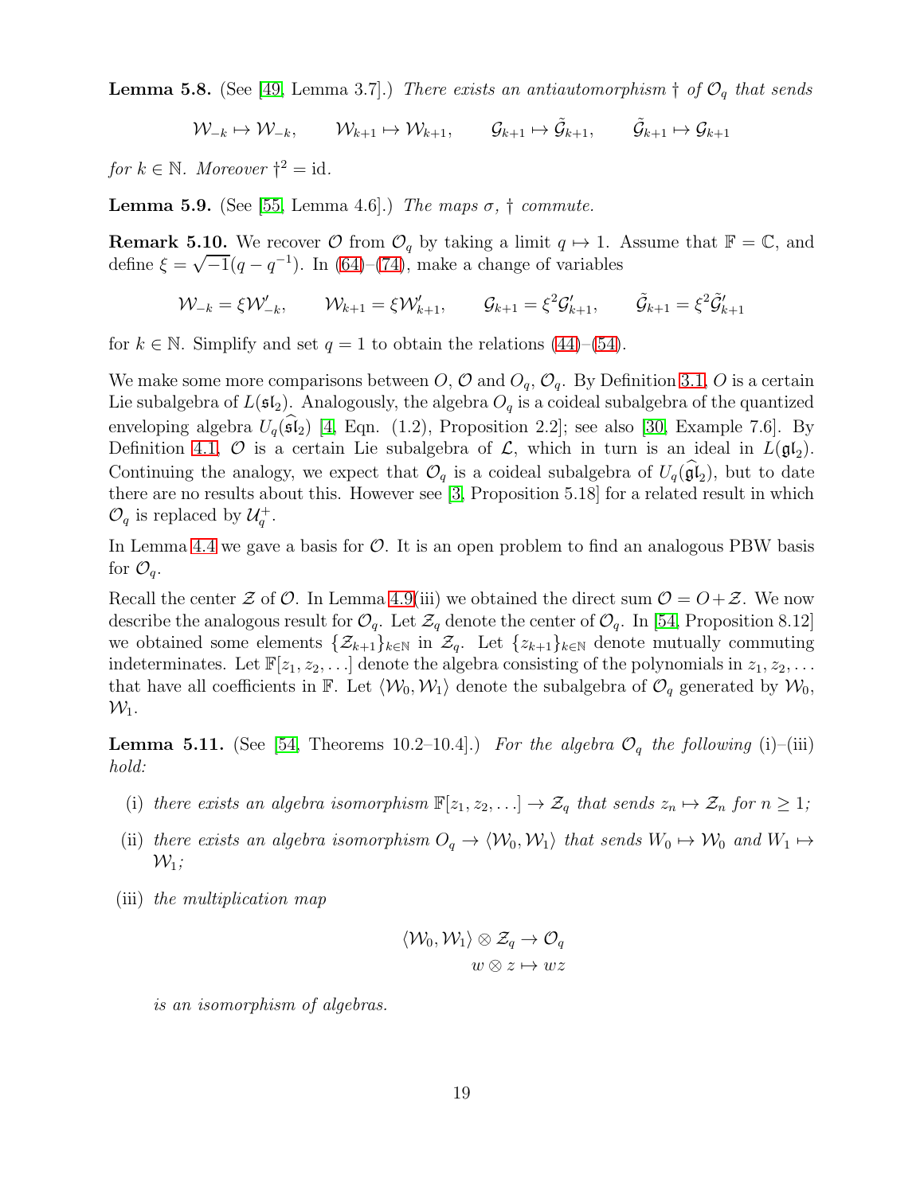**Lemma 5.8.** (See [49, Lemma 3.7].) *There exists an antiautomorphism $\dagger$ of $\mathcal{O}_q$ that sends*

$$\mathcal{W}_{-k} \mapsto \mathcal{W}_{-k}, \qquad \mathcal{W}_{k+1} \mapsto \mathcal{W}_{k+1}, \qquad \mathcal{G}_{k+1} \mapsto \tilde{\mathcal{G}}_{k+1}, \qquad \tilde{\mathcal{G}}_{k+1} \mapsto \mathcal{G}_{k+1}$$

*for $k \in \mathbb{N}$. Moreover $\dagger^2 = \text{id}$.*

**Lemma 5.9.** (See [55, Lemma 4.6].) *The maps $\sigma$, $\dagger$ commute.*

**Remark 5.10.** We recover $\mathcal{O}$ from $\mathcal{O}_q$ by taking a limit $q \mapsto 1$. Assume that $\mathbb{F} = \mathbb{C}$, and define $\xi = \sqrt{-1}(q - q^{-1})$. In (64)–(74), make a change of variables

$$\mathcal{W}_{-k} = \xi \mathcal{W}'_{-k}, \qquad \mathcal{W}_{k+1} = \xi \mathcal{W}'_{k+1}, \qquad \mathcal{G}_{k+1} = \xi^2 \mathcal{G}'_{k+1}, \qquad \tilde{\mathcal{G}}_{k+1} = \xi^2 \tilde{\mathcal{G}}'_{k+1}$$

for $k \in \mathbb{N}$. Simplify and set $q = 1$ to obtain the relations (44)–(54).

We make some more comparisons between $O$, $\mathcal{O}$ and $O_q$, $\mathcal{O}_q$. By Definition 3.1, $O$ is a certain Lie subalgebra of $L(\mathfrak{sl}_2)$. Analogously, the algebra $O_q$ is a coideal subalgebra of the quantized enveloping algebra $U_q(\widehat{\mathfrak{sl}}_2)$ [4, Eqn. (1.2), Proposition 2.2]; see also [30, Example 7.6]. By Definition 4.1, $\mathcal{O}$ is a certain Lie subalgebra of $\mathcal{L}$, which in turn is an ideal in $L(\mathfrak{gl}_2)$. Continuing the analogy, we expect that $\mathcal{O}_q$ is a coideal subalgebra of $U_q(\widehat{\mathfrak{gl}}_2)$, but to date there are no results about this. However see [3, Proposition 5.18] for a related result in which $\mathcal{O}_q$ is replaced by $\mathcal{U}_q^+$.

In Lemma 4.4 we gave a basis for $\mathcal{O}$. It is an open problem to find an analogous PBW basis for $\mathcal{O}_q$.

Recall the center $\mathcal{Z}$ of $\mathcal{O}$. In Lemma 4.9(iii) we obtained the direct sum $\mathcal{O} = O + \mathcal{Z}$. We now describe the analogous result for $\mathcal{O}_q$. Let $\mathcal{Z}_q$ denote the center of $\mathcal{O}_q$. In [54, Proposition 8.12] we obtained some elements $\{\mathcal{Z}_{k+1}\}_{k \in \mathbb{N}}$ in $\mathcal{Z}_q$. Let $\{z_{k+1}\}_{k \in \mathbb{N}}$ denote mutually commuting indeterminates. Let $\mathbb{F}[z_1, z_2, \ldots]$ denote the algebra consisting of the polynomials in $z_1, z_2, \ldots$ that have all coefficients in $\mathbb{F}$. Let $\langle \mathcal{W}_0, \mathcal{W}_1 \rangle$ denote the subalgebra of $\mathcal{O}_q$ generated by $\mathcal{W}_0$, $\mathcal{W}_1$.

**Lemma 5.11.** (See [54, Theorems 10.2–10.4].) *For the algebra $\mathcal{O}_q$ the following* (i)–(iii) *hold:*

- (i) *there exists an algebra isomorphism $\mathbb{F}[z_1, z_2, \ldots] \to \mathcal{Z}_q$ that sends $z_n \mapsto \mathcal{Z}_n$ for $n \geq 1$;*
- (ii) *there exists an algebra isomorphism $O_q \to \langle \mathcal{W}_0, \mathcal{W}_1 \rangle$ that sends $W_0 \mapsto \mathcal{W}_0$ and $W_1 \mapsto \mathcal{W}_1$;*
- (iii) *the multiplication map*

$$\langle \mathcal{W}_0, \mathcal{W}_1 \rangle \otimes \mathcal{Z}_q \to \mathcal{O}_q$$
$$w \otimes z \mapsto wz$$

  *is an isomorphism of algebras.*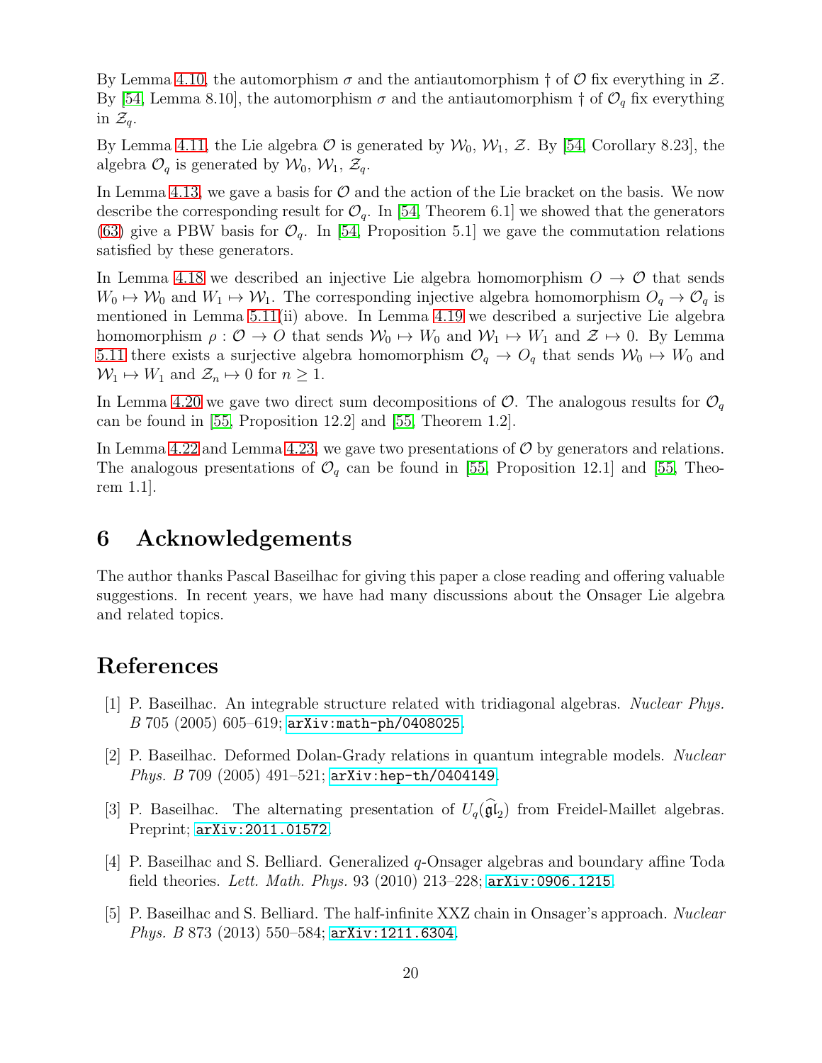By Lemma 4.10, the automorphism $\sigma$ and the antiautomorphism $\dagger$ of $\mathcal{O}$ fix everything in $\mathcal{Z}$. By [54, Lemma 8.10], the automorphism $\sigma$ and the antiautomorphism $\dagger$ of $\mathcal{O}_q$ fix everything in $\mathcal{Z}_q$.

By Lemma 4.11, the Lie algebra $\mathcal{O}$ is generated by $\mathcal{W}_0$, $\mathcal{W}_1$, $\mathcal{Z}$. By [54, Corollary 8.23], the algebra $\mathcal{O}_q$ is generated by $\mathcal{W}_0$, $\mathcal{W}_1$, $\mathcal{Z}_q$.

In Lemma 4.13, we gave a basis for $\mathcal{O}$ and the action of the Lie bracket on the basis. We now describe the corresponding result for $\mathcal{O}_q$. In [54, Theorem 6.1] we showed that the generators (63) give a PBW basis for $\mathcal{O}_q$. In [54, Proposition 5.1] we gave the commutation relations satisfied by these generators.

In Lemma 4.18 we described an injective Lie algebra homomorphism $O \to \mathcal{O}$ that sends $W_0 \mapsto \mathcal{W}_0$ and $W_1 \mapsto \mathcal{W}_1$. The corresponding injective algebra homomorphism $O_q \to \mathcal{O}_q$ is mentioned in Lemma 5.11(ii) above. In Lemma 4.19 we described a surjective Lie algebra homomorphism $\rho : \mathcal{O} \to O$ that sends $\mathcal{W}_0 \mapsto W_0$ and $\mathcal{W}_1 \mapsto W_1$ and $\mathcal{Z} \mapsto 0$. By Lemma 5.11 there exists a surjective algebra homomorphism $\mathcal{O}_q \to O_q$ that sends $\mathcal{W}_0 \mapsto W_0$ and $\mathcal{W}_1 \mapsto W_1$ and $\mathcal{Z}_n \mapsto 0$ for $n \geq 1$.

In Lemma 4.20 we gave two direct sum decompositions of $\mathcal{O}$. The analogous results for $\mathcal{O}_q$ can be found in [55, Proposition 12.2] and [55, Theorem 1.2].

In Lemma 4.22 and Lemma 4.23, we gave two presentations of $\mathcal{O}$ by generators and relations. The analogous presentations of $\mathcal{O}_q$ can be found in [55, Proposition 12.1] and [55, Theorem 1.1].

## 6 Acknowledgements

The author thanks Pascal Baseilhac for giving this paper a close reading and offering valuable suggestions. In recent years, we have had many discussions about the Onsager Lie algebra and related topics.

## References

[1] P. Baseilhac. An integrable structure related with tridiagonal algebras. *Nuclear Phys. B* 705 (2005) 605–619; arXiv:math-ph/0408025.

[2] P. Baseilhac. Deformed Dolan-Grady relations in quantum integrable models. *Nuclear Phys. B* 709 (2005) 491–521; arXiv:hep-th/0404149.

[3] P. Baseilhac. The alternating presentation of $U_q(\widehat{\mathfrak{gl}}_2)$ from Freidel-Maillet algebras. Preprint; arXiv:2011.01572.

[4] P. Baseilhac and S. Belliard. Generalized $q$-Onsager algebras and boundary affine Toda field theories. *Lett. Math. Phys.* 93 (2010) 213–228; arXiv:0906.1215.

[5] P. Baseilhac and S. Belliard. The half-infinite XXZ chain in Onsager's approach. *Nuclear Phys. B* 873 (2013) 550–584; arXiv:1211.6304.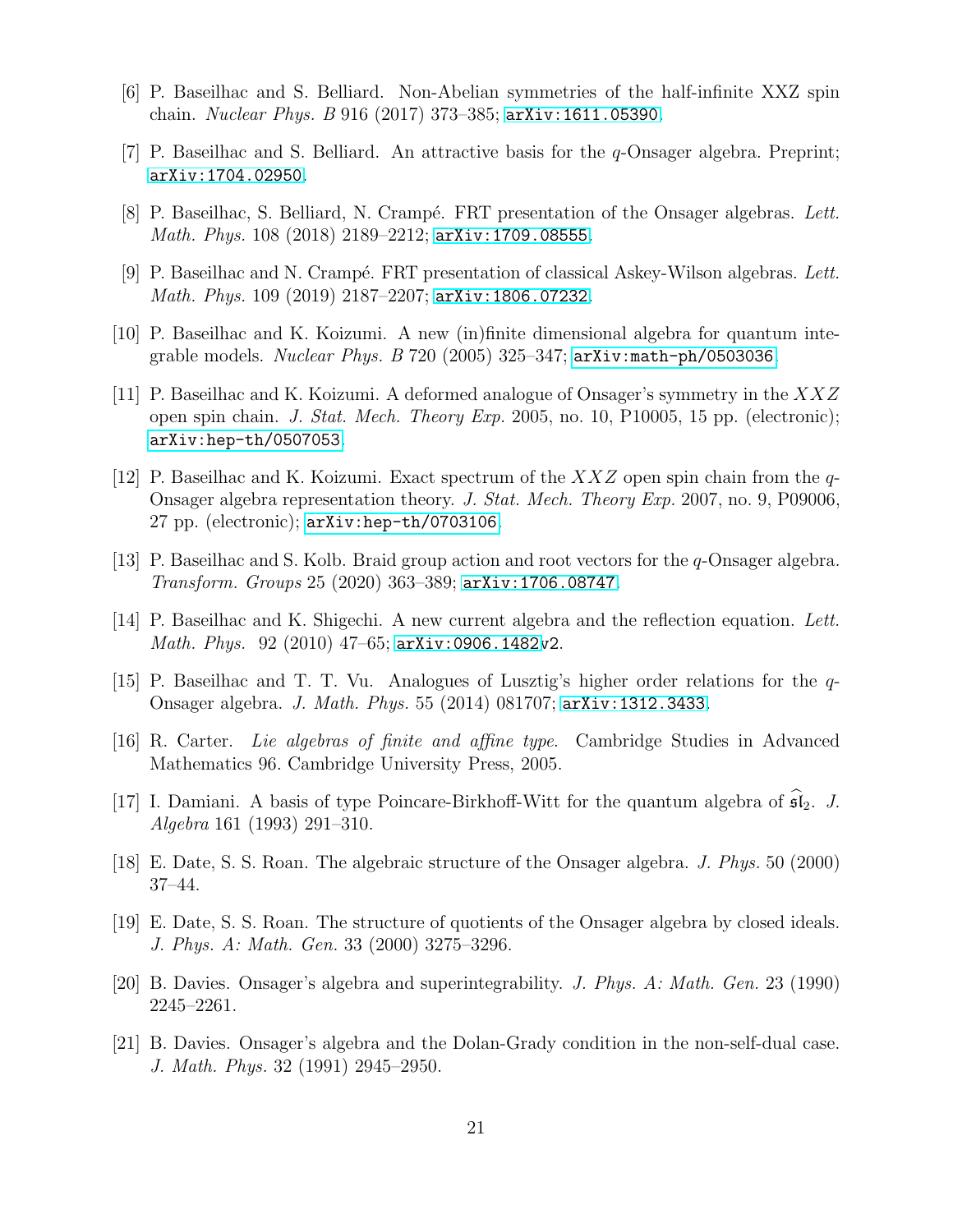[6] P. Baseilhac and S. Belliard. Non-Abelian symmetries of the half-infinite XXZ spin chain. *Nuclear Phys. B* 916 (2017) 373–385; arXiv:1611.05390.

[7] P. Baseilhac and S. Belliard. An attractive basis for the $q$-Onsager algebra. Preprint; arXiv:1704.02950.

[8] P. Baseilhac, S. Belliard, N. Crampé. FRT presentation of the Onsager algebras. *Lett. Math. Phys.* 108 (2018) 2189–2212; arXiv:1709.08555.

[9] P. Baseilhac and N. Crampé. FRT presentation of classical Askey-Wilson algebras. *Lett. Math. Phys.* 109 (2019) 2187–2207; arXiv:1806.07232.

[10] P. Baseilhac and K. Koizumi. A new (in)finite dimensional algebra for quantum integrable models. *Nuclear Phys. B* 720 (2005) 325–347; arXiv:math-ph/0503036.

[11] P. Baseilhac and K. Koizumi. A deformed analogue of Onsager's symmetry in the $XXZ$ open spin chain. *J. Stat. Mech. Theory Exp.* 2005, no. 10, P10005, 15 pp. (electronic); arXiv:hep-th/0507053.

[12] P. Baseilhac and K. Koizumi. Exact spectrum of the $XXZ$ open spin chain from the $q$-Onsager algebra representation theory. *J. Stat. Mech. Theory Exp.* 2007, no. 9, P09006, 27 pp. (electronic); arXiv:hep-th/0703106.

[13] P. Baseilhac and S. Kolb. Braid group action and root vectors for the $q$-Onsager algebra. *Transform. Groups* 25 (2020) 363–389; arXiv:1706.08747.

[14] P. Baseilhac and K. Shigechi. A new current algebra and the reflection equation. *Lett. Math. Phys.* 92 (2010) 47–65; arXiv:0906.1482v2.

[15] P. Baseilhac and T. T. Vu. Analogues of Lusztig's higher order relations for the $q$-Onsager algebra. *J. Math. Phys.* 55 (2014) 081707; arXiv:1312.3433.

[16] R. Carter. *Lie algebras of finite and affine type*. Cambridge Studies in Advanced Mathematics 96. Cambridge University Press, 2005.

[17] I. Damiani. A basis of type Poincare-Birkhoff-Witt for the quantum algebra of $\widehat{\mathfrak{sl}}_2$. *J. Algebra* 161 (1993) 291–310.

[18] E. Date, S. S. Roan. The algebraic structure of the Onsager algebra. *J. Phys.* 50 (2000) 37–44.

[19] E. Date, S. S. Roan. The structure of quotients of the Onsager algebra by closed ideals. *J. Phys. A: Math. Gen.* 33 (2000) 3275–3296.

[20] B. Davies. Onsager's algebra and superintegrability. *J. Phys. A: Math. Gen.* 23 (1990) 2245–2261.

[21] B. Davies. Onsager's algebra and the Dolan-Grady condition in the non-self-dual case. *J. Math. Phys.* 32 (1991) 2945–2950.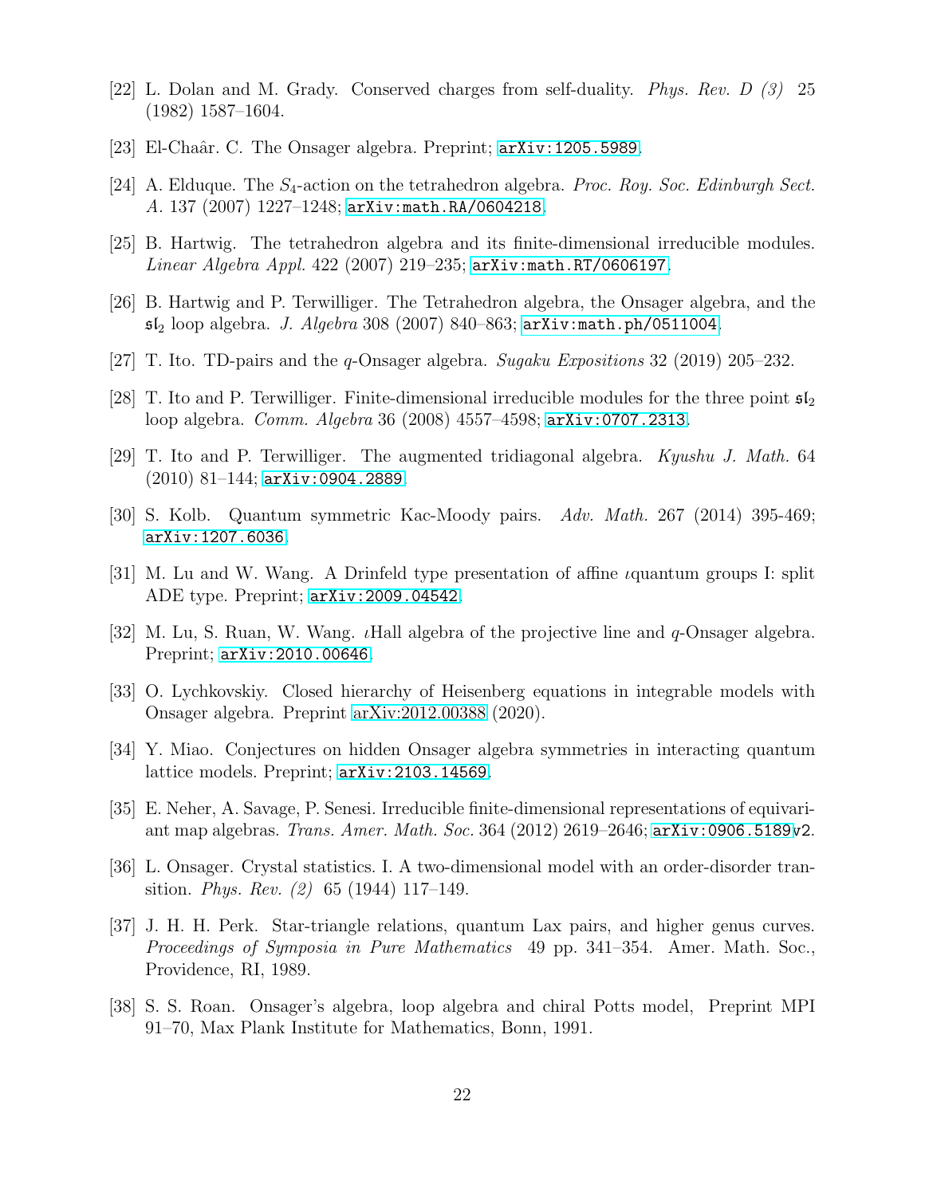[22] L. Dolan and M. Grady. Conserved charges from self-duality. *Phys. Rev. D (3)* 25 (1982) 1587–1604.

[23] El-Chaâr. C. The Onsager algebra. Preprint; arXiv:1205.5989.

[24] A. Elduque. The $S_4$-action on the tetrahedron algebra. *Proc. Roy. Soc. Edinburgh Sect. A.* 137 (2007) 1227–1248; arXiv:math.RA/0604218.

[25] B. Hartwig. The tetrahedron algebra and its finite-dimensional irreducible modules. *Linear Algebra Appl.* 422 (2007) 219–235; arXiv:math.RT/0606197.

[26] B. Hartwig and P. Terwilliger. The Tetrahedron algebra, the Onsager algebra, and the $\mathfrak{sl}_2$ loop algebra. *J. Algebra* 308 (2007) 840–863; arXiv:math.ph/0511004.

[27] T. Ito. TD-pairs and the $q$-Onsager algebra. *Sugaku Expositions* 32 (2019) 205–232.

[28] T. Ito and P. Terwilliger. Finite-dimensional irreducible modules for the three point $\mathfrak{sl}_2$ loop algebra. *Comm. Algebra* 36 (2008) 4557–4598; arXiv:0707.2313.

[29] T. Ito and P. Terwilliger. The augmented tridiagonal algebra. *Kyushu J. Math.* 64 (2010) 81–144; arXiv:0904.2889.

[30] S. Kolb. Quantum symmetric Kac-Moody pairs. *Adv. Math.* 267 (2014) 395-469; arXiv:1207.6036.

[31] M. Lu and W. Wang. A Drinfeld type presentation of affine $\iota$quantum groups I: split ADE type. Preprint; arXiv:2009.04542.

[32] M. Lu, S. Ruan, W. Wang. $\iota$Hall algebra of the projective line and $q$-Onsager algebra. Preprint; arXiv:2010.00646.

[33] O. Lychkovskiy. Closed hierarchy of Heisenberg equations in integrable models with Onsager algebra. Preprint arXiv:2012.00388 (2020).

[34] Y. Miao. Conjectures on hidden Onsager algebra symmetries in interacting quantum lattice models. Preprint; arXiv:2103.14569.

[35] E. Neher, A. Savage, P. Senesi. Irreducible finite-dimensional representations of equivariant map algebras. *Trans. Amer. Math. Soc.* 364 (2012) 2619–2646; arXiv:0906.5189v2.

[36] L. Onsager. Crystal statistics. I. A two-dimensional model with an order-disorder transition. *Phys. Rev. (2)* 65 (1944) 117–149.

[37] J. H. H. Perk. Star-triangle relations, quantum Lax pairs, and higher genus curves. *Proceedings of Symposia in Pure Mathematics* 49 pp. 341–354. Amer. Math. Soc., Providence, RI, 1989.

[38] S. S. Roan. Onsager's algebra, loop algebra and chiral Potts model, Preprint MPI 91–70, Max Plank Institute for Mathematics, Bonn, 1991.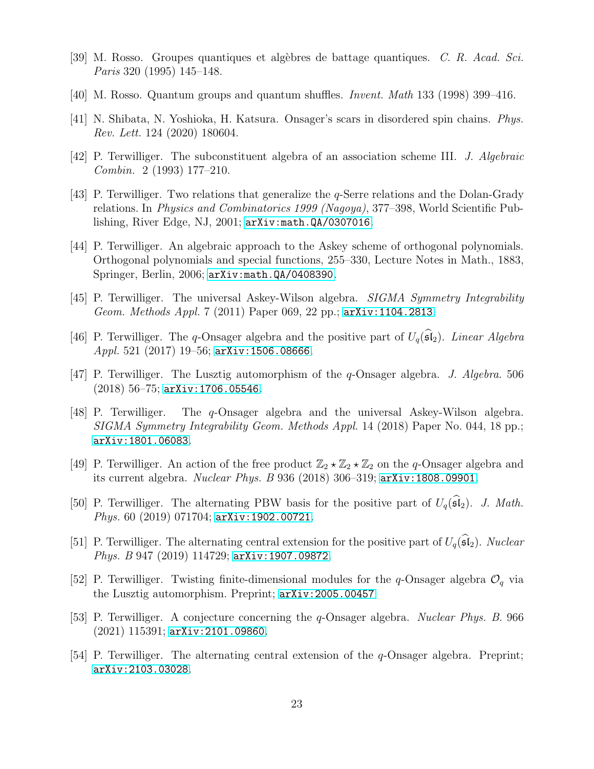[39] M. Rosso. Groupes quantiques et algèbres de battage quantiques. *C. R. Acad. Sci. Paris* 320 (1995) 145–148.

[40] M. Rosso. Quantum groups and quantum shuffles. *Invent. Math* 133 (1998) 399–416.

[41] N. Shibata, N. Yoshioka, H. Katsura. Onsager's scars in disordered spin chains. *Phys. Rev. Lett.* 124 (2020) 180604.

[42] P. Terwilliger. The subconstituent algebra of an association scheme III. *J. Algebraic Combin.* 2 (1993) 177–210.

[43] P. Terwilliger. Two relations that generalize the $q$-Serre relations and the Dolan-Grady relations. In *Physics and Combinatorics 1999 (Nagoya)*, 377–398, World Scientific Publishing, River Edge, NJ, 2001; arXiv:math.QA/0307016.

[44] P. Terwilliger. An algebraic approach to the Askey scheme of orthogonal polynomials. Orthogonal polynomials and special functions, 255–330, Lecture Notes in Math., 1883, Springer, Berlin, 2006; arXiv:math.QA/0408390.

[45] P. Terwilliger. The universal Askey-Wilson algebra. *SIGMA Symmetry Integrability Geom. Methods Appl.* 7 (2011) Paper 069, 22 pp.; arXiv:1104.2813.

[46] P. Terwilliger. The $q$-Onsager algebra and the positive part of $U_q(\widehat{\mathfrak{sl}}_2)$. *Linear Algebra Appl.* 521 (2017) 19–56; arXiv:1506.08666.

[47] P. Terwilliger. The Lusztig automorphism of the $q$-Onsager algebra. *J. Algebra.* 506 (2018) 56–75; arXiv:1706.05546.

[48] P. Terwilliger. The $q$-Onsager algebra and the universal Askey-Wilson algebra. *SIGMA Symmetry Integrability Geom. Methods Appl.* 14 (2018) Paper No. 044, 18 pp.; arXiv:1801.06083.

[49] P. Terwilliger. An action of the free product $\mathbb{Z}_2 \star \mathbb{Z}_2 \star \mathbb{Z}_2$ on the $q$-Onsager algebra and its current algebra. *Nuclear Phys. B* 936 (2018) 306–319; arXiv:1808.09901.

[50] P. Terwilliger. The alternating PBW basis for the positive part of $U_q(\widehat{\mathfrak{sl}}_2)$. *J. Math. Phys.* 60 (2019) 071704; arXiv:1902.00721.

[51] P. Terwilliger. The alternating central extension for the positive part of $U_q(\widehat{\mathfrak{sl}}_2)$. *Nuclear Phys. B* 947 (2019) 114729; arXiv:1907.09872.

[52] P. Terwilliger. Twisting finite-dimensional modules for the $q$-Onsager algebra $\mathcal{O}_q$ via the Lusztig automorphism. Preprint; arXiv:2005.00457.

[53] P. Terwilliger. A conjecture concerning the $q$-Onsager algebra. *Nuclear Phys. B.* 966 (2021) 115391; arXiv:2101.09860.

[54] P. Terwilliger. The alternating central extension of the $q$-Onsager algebra. Preprint; arXiv:2103.03028.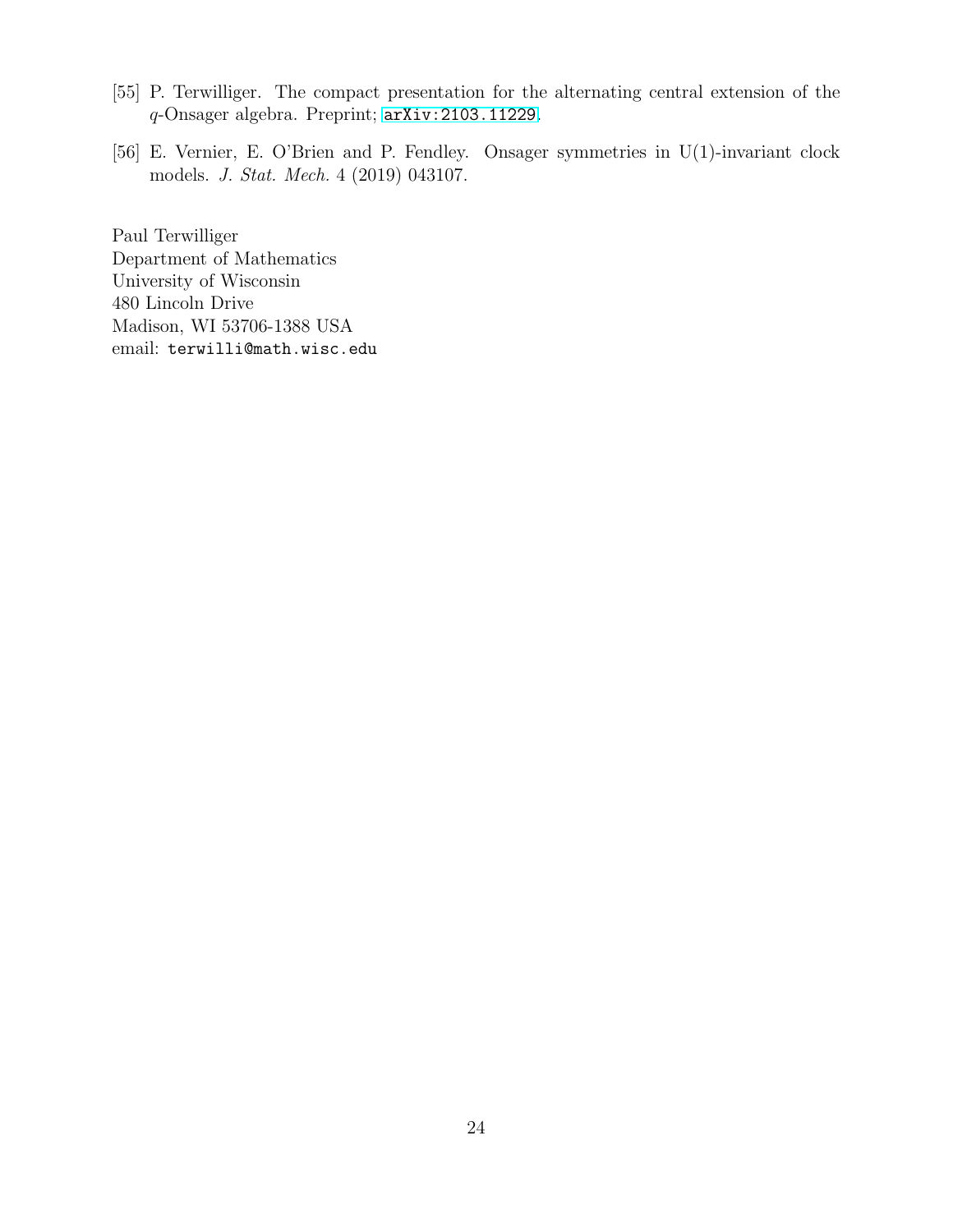[55] P. Terwilliger. The compact presentation for the alternating central extension of the $q$-Onsager algebra. Preprint; arXiv:2103.11229.

[56] E. Vernier, E. O'Brien and P. Fendley. Onsager symmetries in U(1)-invariant clock models. *J. Stat. Mech.* 4 (2019) 043107.

Paul Terwilliger
Department of Mathematics
University of Wisconsin
480 Lincoln Drive
Madison, WI 53706-1388 USA
email: terwilli@math.wisc.edu